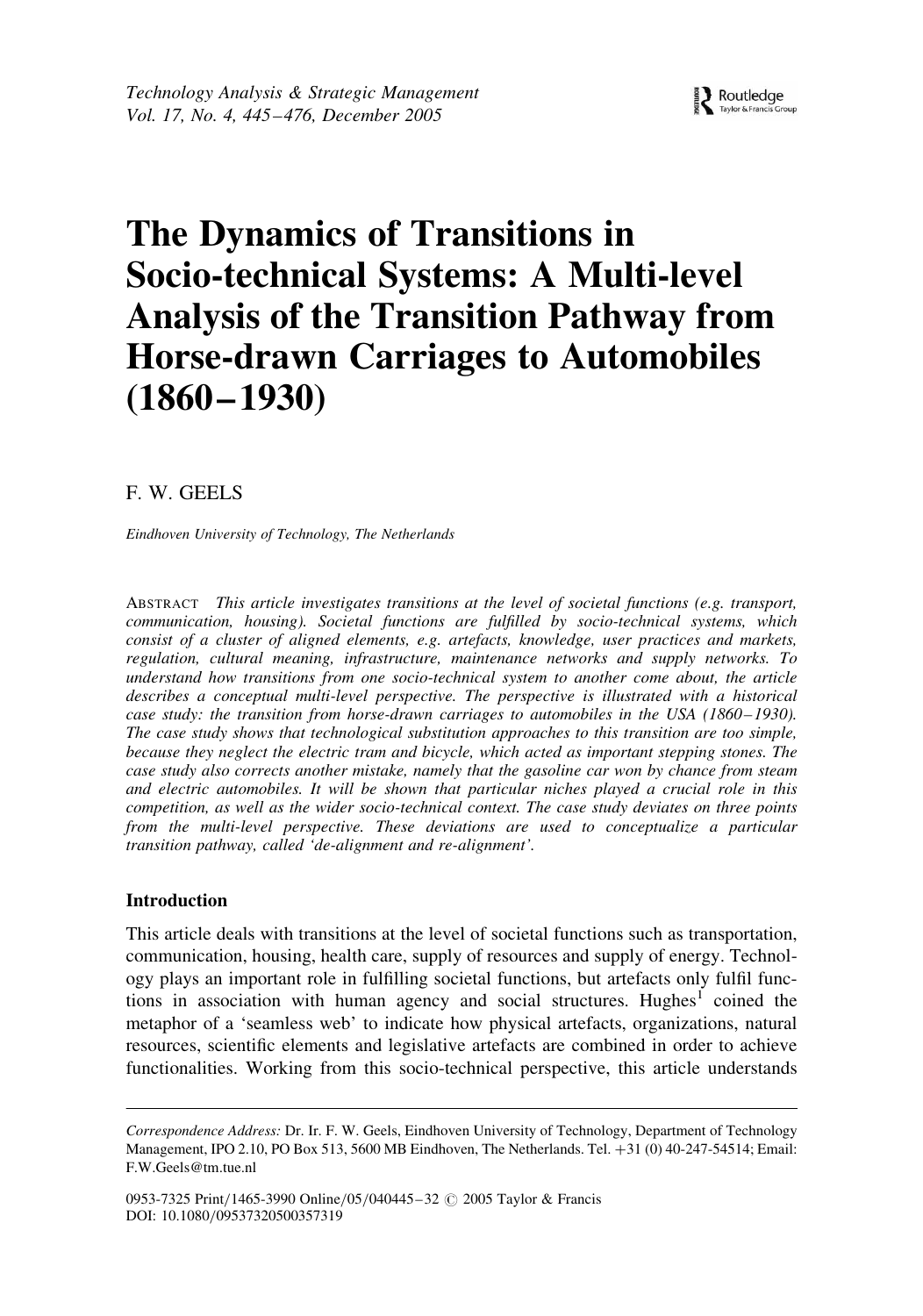# The Dynamics of Transitions in Socio-technical Systems: A Multi-level Analysis of the Transition Pathway from Horse-drawn Carriages to Automobiles (1860–1930)

F. W. GEELS

*Eindhoven University of Technology, The Netherlands*

ABSTRACT *This article investigates transitions at the level of societal functions (e.g. transport, communication, housing). Societal functions are fulfilled by socio-technical systems, which consist of a cluster of aligned elements, e.g. artefacts, knowledge, user practices and markets, regulation, cultural meaning, infrastructure, maintenance networks and supply networks. To understand how transitions from one socio-technical system to another come about, the article describes a conceptual multi-level perspective. The perspective is illustrated with a historical case study: the transition from horse-drawn carriages to automobiles in the USA (1860–1930). The case study shows that technological substitution approaches to this transition are too simple, because they neglect the electric tram and bicycle, which acted as important stepping stones. The case study also corrects another mistake, namely that the gasoline car won by chance from steam and electric automobiles. It will be shown that particular niches played a crucial role in this competition, as well as the wider socio-technical context. The case study deviates on three points from the multi-level perspective. These deviations are used to conceptualize a particular transition pathway, called 'de-alignment and re-alignment'.*

## Introduction

This article deals with transitions at the level of societal functions such as transportation, communication, housing, health care, supply of resources and supply of energy. Technology plays an important role in fulfilling societal functions, but artefacts only fulfil functions in association with human agency and social structures. Hughes[1] coined the metaphor of a 'seamless web' to indicate how physical artefacts, organizations, natural resources, scientific elements and legislative artefacts are combined in order to achieve functionalities. Working from this socio-technical perspective, this article understands

---

*Correspondence Address:* Dr. Ir. F. W. Geels, Eindhoven University of Technology, Department of Technology Management, IPO 2.10, PO Box 513, 5600 MB Eindhoven, The Netherlands. Tel. +31 (0) 40-247-54514; Email: F.W.Geels@tm.tue.nl

0953-7325 Print/1465-3990 Online/05/040445–32 © 2005 Taylor & Francis
DOI: 10.1080/09537320500357319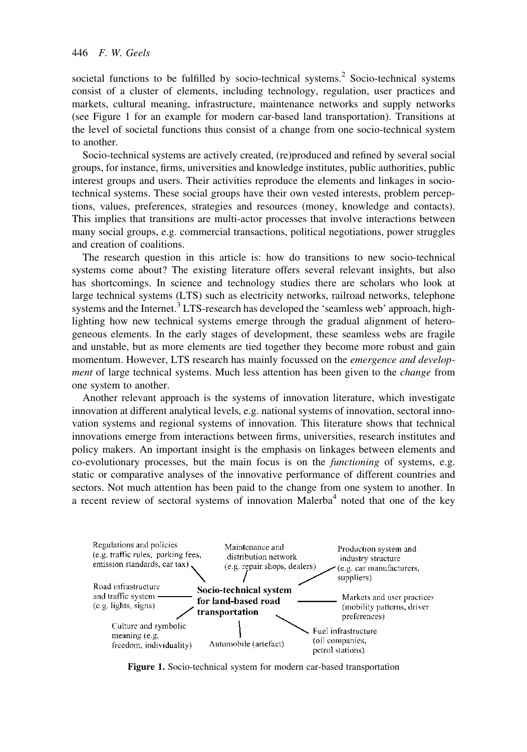societal functions to be fulfilled by socio-technical systems.[2] Socio-technical systems consist of a cluster of elements, including technology, regulation, user practices and markets, cultural meaning, infrastructure, maintenance networks and supply networks (see Figure 1 for an example for modern car-based land transportation). Transitions at the level of societal functions thus consist of a change from one socio-technical system to another.

Socio-technical systems are actively created, (re)produced and refined by several social groups, for instance, firms, universities and knowledge institutes, public authorities, public interest groups and users. Their activities reproduce the elements and linkages in socio-technical systems. These social groups have their own vested interests, problem perceptions, values, preferences, strategies and resources (money, knowledge and contacts). This implies that transitions are multi-actor processes that involve interactions between many social groups, e.g. commercial transactions, political negotiations, power struggles and creation of coalitions.

The research question in this article is: how do transitions to new socio-technical systems come about? The existing literature offers several relevant insights, but also has shortcomings. In science and technology studies there are scholars who look at large technical systems (LTS) such as electricity networks, railroad networks, telephone systems and the Internet.[3] LTS-research has developed the 'seamless web' approach, highlighting how new technical systems emerge through the gradual alignment of heterogeneous elements. In the early stages of development, these seamless webs are fragile and unstable, but as more elements are tied together they become more robust and gain momentum. However, LTS research has mainly focussed on the *emergence and development* of large technical systems. Much less attention has been given to the *change* from one system to another.

Another relevant approach is the systems of innovation literature, which investigate innovation at different analytical levels, e.g. national systems of innovation, sectoral innovation systems and regional systems of innovation. This literature shows that technical innovations emerge from interactions between firms, universities, research institutes and policy makers. An important insight is the emphasis on linkages between elements and co-evolutionary processes, but the main focus is on the *functioning* of systems, e.g. static or comparative analyses of the innovative performance of different countries and sectors. Not much attention has been paid to the change from one system to another. In a recent review of sectoral systems of innovation Malerba[4] noted that one of the key

**Socio-technical system for land-based road transportation**

- Regulations and policies (e.g. traffic rules, parking fees, emission standards, car tax)
- Maintenance and distribution network (e.g. repair shops, dealers)
- Production system and industry structure (e.g. car manufacturers, suppliers)
- Road infrastructure and traffic system (e.g. lights, signs)
- Markets and user practices (mobility patterns, driver preferences)
- Culture and symbolic meaning (e.g. freedom, individuality)
- Automobile (artefact)
- Fuel infrastructure (oil companies, petrol stations)

**Figure 1.** Socio-technical system for modern car-based transportation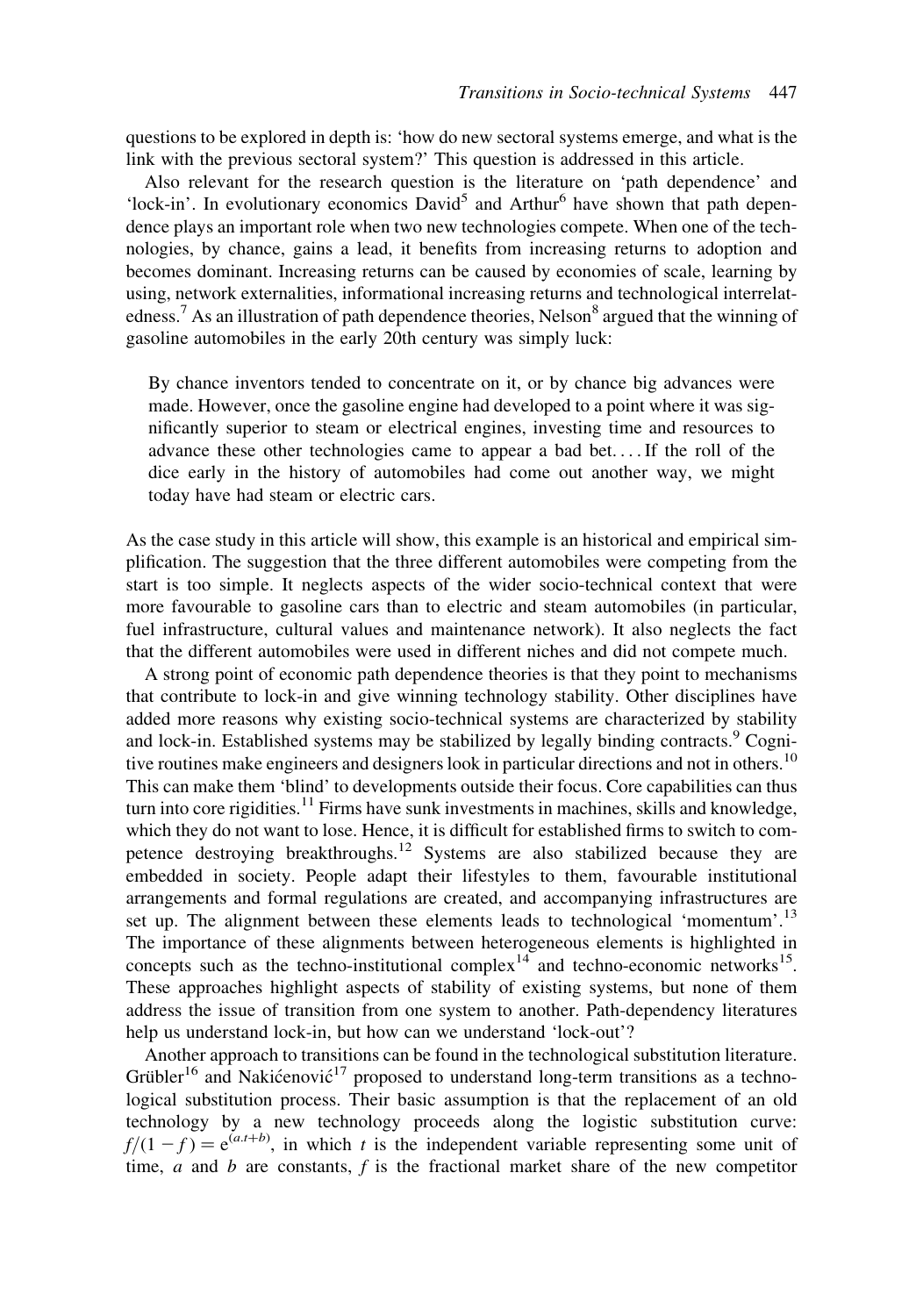questions to be explored in depth is: 'how do new sectoral systems emerge, and what is the link with the previous sectoral system?' This question is addressed in this article.

Also relevant for the research question is the literature on 'path dependence' and 'lock-in'. In evolutionary economics David[5] and Arthur[6] have shown that path dependence plays an important role when two new technologies compete. When one of the technologies, by chance, gains a lead, it benefits from increasing returns to adoption and becomes dominant. Increasing returns can be caused by economies of scale, learning by using, network externalities, informational increasing returns and technological interrelatedness.[7] As an illustration of path dependence theories, Nelson[8] argued that the winning of gasoline automobiles in the early 20th century was simply luck:

> By chance inventors tended to concentrate on it, or by chance big advances were made. However, once the gasoline engine had developed to a point where it was significantly superior to steam or electrical engines, investing time and resources to advance these other technologies came to appear a bad bet. . . . If the roll of the dice early in the history of automobiles had come out another way, we might today have had steam or electric cars.

As the case study in this article will show, this example is an historical and empirical simplification. The suggestion that the three different automobiles were competing from the start is too simple. It neglects aspects of the wider socio-technical context that were more favourable to gasoline cars than to electric and steam automobiles (in particular, fuel infrastructure, cultural values and maintenance network). It also neglects the fact that the different automobiles were used in different niches and did not compete much.

A strong point of economic path dependence theories is that they point to mechanisms that contribute to lock-in and give winning technology stability. Other disciplines have added more reasons why existing socio-technical systems are characterized by stability and lock-in. Established systems may be stabilized by legally binding contracts.[9] Cognitive routines make engineers and designers look in particular directions and not in others.[10] This can make them 'blind' to developments outside their focus. Core capabilities can thus turn into core rigidities.[11] Firms have sunk investments in machines, skills and knowledge, which they do not want to lose. Hence, it is difficult for established firms to switch to competence destroying breakthroughs.[12] Systems are also stabilized because they are embedded in society. People adapt their lifestyles to them, favourable institutional arrangements and formal regulations are created, and accompanying infrastructures are set up. The alignment between these elements leads to technological 'momentum'.[13] The importance of these alignments between heterogeneous elements is highlighted in concepts such as the techno-institutional complex[14] and techno-economic networks[15]. These approaches highlight aspects of stability of existing systems, but none of them address the issue of transition from one system to another. Path-dependency literatures help us understand lock-in, but how can we understand 'lock-out'?

Another approach to transitions can be found in the technological substitution literature. Grübler[16] and Nakićenović[17] proposed to understand long-term transitions as a technological substitution process. Their basic assumption is that the replacement of an old technology by a new technology proceeds along the logistic substitution curve: $f/(1-f) = e^{(a.t+b)}$, in which $t$ is the independent variable representing some unit of time, $a$ and $b$ are constants, $f$ is the fractional market share of the new competitor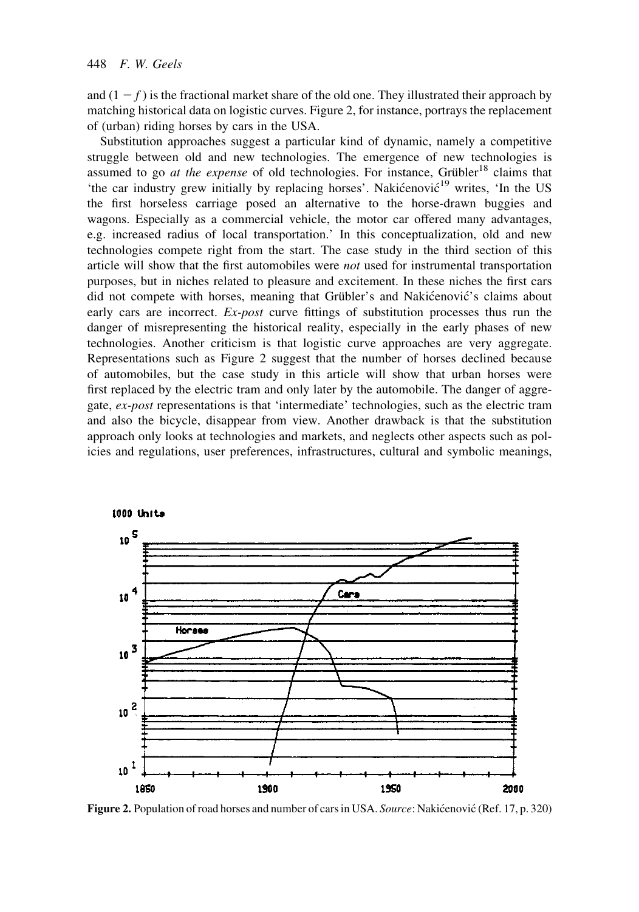and $(1 - f)$ is the fractional market share of the old one. They illustrated their approach by matching historical data on logistic curves. Figure 2, for instance, portrays the replacement of (urban) riding horses by cars in the USA.

Substitution approaches suggest a particular kind of dynamic, namely a competitive struggle between old and new technologies. The emergence of new technologies is assumed to go *at the expense* of old technologies. For instance, Grübler[18] claims that 'the car industry grew initially by replacing horses'. Nakićenović[19] writes, 'In the US the first horseless carriage posed an alternative to the horse-drawn buggies and wagons. Especially as a commercial vehicle, the motor car offered many advantages, e.g. increased radius of local transportation.' In this conceptualization, old and new technologies compete right from the start. The case study in the third section of this article will show that the first automobiles were *not* used for instrumental transportation purposes, but in niches related to pleasure and excitement. In these niches the first cars did not compete with horses, meaning that Grübler's and Nakićenović's claims about early cars are incorrect. *Ex-post* curve fittings of substitution processes thus run the danger of misrepresenting the historical reality, especially in the early phases of new technologies. Another criticism is that logistic curve approaches are very aggregate. Representations such as Figure 2 suggest that the number of horses declined because of automobiles, but the case study in this article will show that urban horses were first replaced by the electric tram and only later by the automobile. The danger of aggregate, *ex-post* representations is that 'intermediate' technologies, such as the electric tram and also the bicycle, disappear from view. Another drawback is that the substitution approach only looks at technologies and markets, and neglects other aspects such as policies and regulations, user preferences, infrastructures, cultural and symbolic meanings,

**Figure 2.** Population of road horses and number of cars in USA. *Source*: Nakićenović (Ref. 17, p. 320)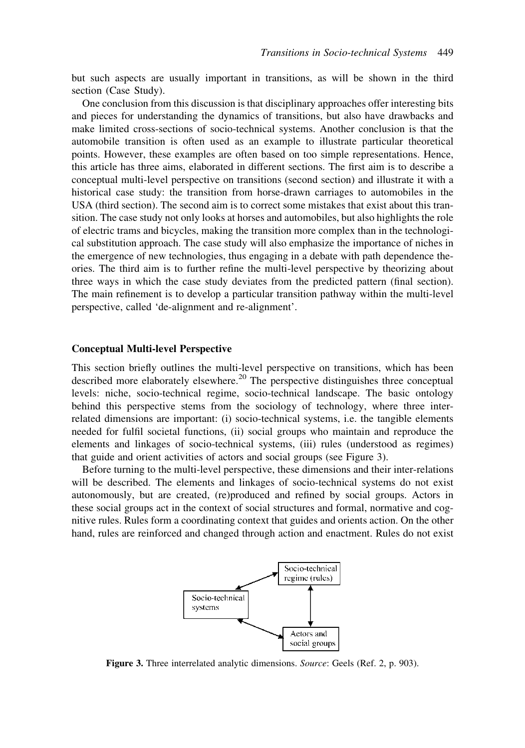but such aspects are usually important in transitions, as will be shown in the third section (Case Study).

One conclusion from this discussion is that disciplinary approaches offer interesting bits and pieces for understanding the dynamics of transitions, but also have drawbacks and make limited cross-sections of socio-technical systems. Another conclusion is that the automobile transition is often used as an example to illustrate particular theoretical points. However, these examples are often based on too simple representations. Hence, this article has three aims, elaborated in different sections. The first aim is to describe a conceptual multi-level perspective on transitions (second section) and illustrate it with a historical case study: the transition from horse-drawn carriages to automobiles in the USA (third section). The second aim is to correct some mistakes that exist about this transition. The case study not only looks at horses and automobiles, but also highlights the role of electric trams and bicycles, making the transition more complex than in the technological substitution approach. The case study will also emphasize the importance of niches in the emergence of new technologies, thus engaging in a debate with path dependence theories. The third aim is to further refine the multi-level perspective by theorizing about three ways in which the case study deviates from the predicted pattern (final section). The main refinement is to develop a particular transition pathway within the multi-level perspective, called 'de-alignment and re-alignment'.

## Conceptual Multi-level Perspective

This section briefly outlines the multi-level perspective on transitions, which has been described more elaborately elsewhere.[20] The perspective distinguishes three conceptual levels: niche, socio-technical regime, socio-technical landscape. The basic ontology behind this perspective stems from the sociology of technology, where three interrelated dimensions are important: (i) socio-technical systems, i.e. the tangible elements needed for fulfil societal functions, (ii) social groups who maintain and reproduce the elements and linkages of socio-technical systems, (iii) rules (understood as regimes) that guide and orient activities of actors and social groups (see Figure 3).

Before turning to the multi-level perspective, these dimensions and their inter-relations will be described. The elements and linkages of socio-technical systems do not exist autonomously, but are created, (re)produced and refined by social groups. Actors in these social groups act in the context of social structures and formal, normative and cognitive rules. Rules form a coordinating context that guides and orients action. On the other hand, rules are reinforced and changed through action and enactment. Rules do not exist

**Figure 3.** Three interrelated analytic dimensions. *Source*: Geels (Ref. 2, p. 903).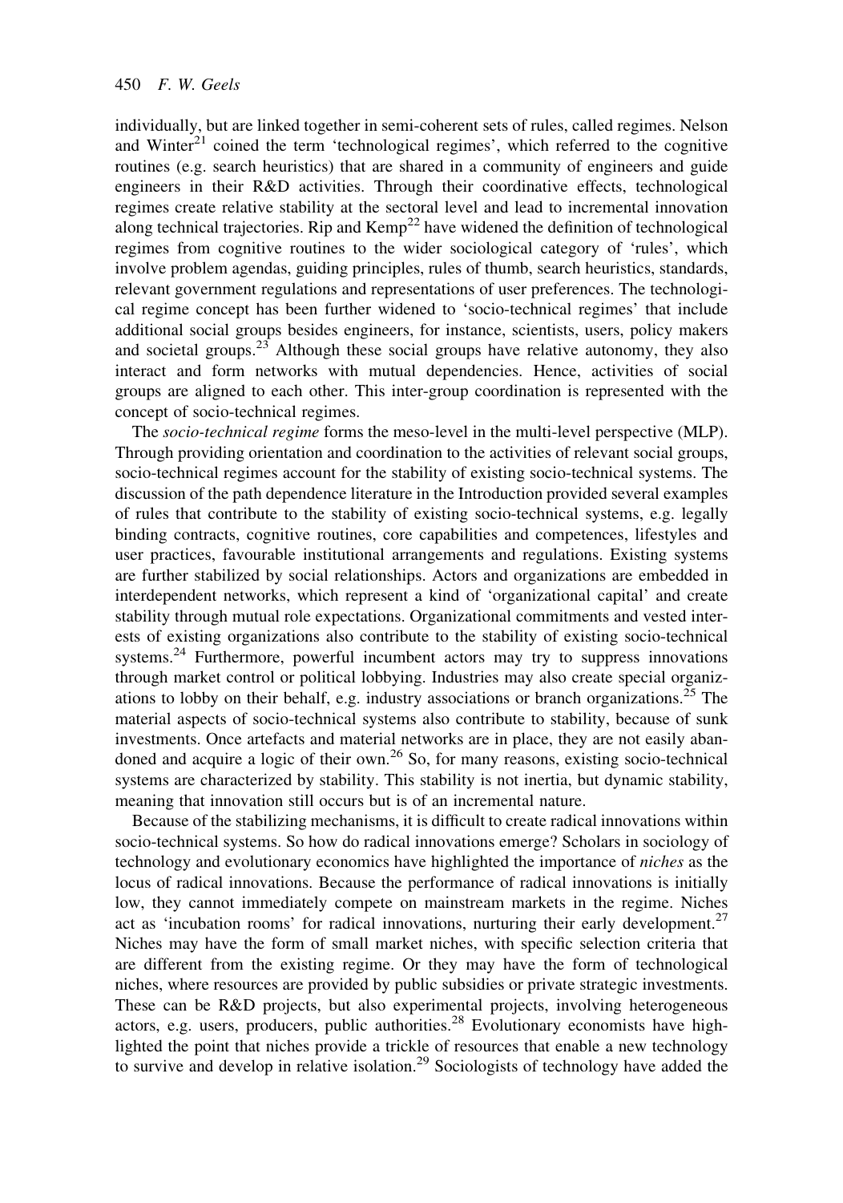individually, but are linked together in semi-coherent sets of rules, called regimes. Nelson and Winter[21] coined the term 'technological regimes', which referred to the cognitive routines (e.g. search heuristics) that are shared in a community of engineers and guide engineers in their R&D activities. Through their coordinative effects, technological regimes create relative stability at the sectoral level and lead to incremental innovation along technical trajectories. Rip and Kemp[22] have widened the definition of technological regimes from cognitive routines to the wider sociological category of 'rules', which involve problem agendas, guiding principles, rules of thumb, search heuristics, standards, relevant government regulations and representations of user preferences. The technological regime concept has been further widened to 'socio-technical regimes' that include additional social groups besides engineers, for instance, scientists, users, policy makers and societal groups.[23] Although these social groups have relative autonomy, they also interact and form networks with mutual dependencies. Hence, activities of social groups are aligned to each other. This inter-group coordination is represented with the concept of socio-technical regimes.

The *socio-technical regime* forms the meso-level in the multi-level perspective (MLP). Through providing orientation and coordination to the activities of relevant social groups, socio-technical regimes account for the stability of existing socio-technical systems. The discussion of the path dependence literature in the Introduction provided several examples of rules that contribute to the stability of existing socio-technical systems, e.g. legally binding contracts, cognitive routines, core capabilities and competences, lifestyles and user practices, favourable institutional arrangements and regulations. Existing systems are further stabilized by social relationships. Actors and organizations are embedded in interdependent networks, which represent a kind of 'organizational capital' and create stability through mutual role expectations. Organizational commitments and vested interests of existing organizations also contribute to the stability of existing socio-technical systems.[24] Furthermore, powerful incumbent actors may try to suppress innovations through market control or political lobbying. Industries may also create special organizations to lobby on their behalf, e.g. industry associations or branch organizations.[25] The material aspects of socio-technical systems also contribute to stability, because of sunk investments. Once artefacts and material networks are in place, they are not easily abandoned and acquire a logic of their own.[26] So, for many reasons, existing socio-technical systems are characterized by stability. This stability is not inertia, but dynamic stability, meaning that innovation still occurs but is of an incremental nature.

Because of the stabilizing mechanisms, it is difficult to create radical innovations within socio-technical systems. So how do radical innovations emerge? Scholars in sociology of technology and evolutionary economics have highlighted the importance of *niches* as the locus of radical innovations. Because the performance of radical innovations is initially low, they cannot immediately compete on mainstream markets in the regime. Niches act as 'incubation rooms' for radical innovations, nurturing their early development.[27] Niches may have the form of small market niches, with specific selection criteria that are different from the existing regime. Or they may have the form of technological niches, where resources are provided by public subsidies or private strategic investments. These can be R&D projects, but also experimental projects, involving heterogeneous actors, e.g. users, producers, public authorities.[28] Evolutionary economists have highlighted the point that niches provide a trickle of resources that enable a new technology to survive and develop in relative isolation.[29] Sociologists of technology have added the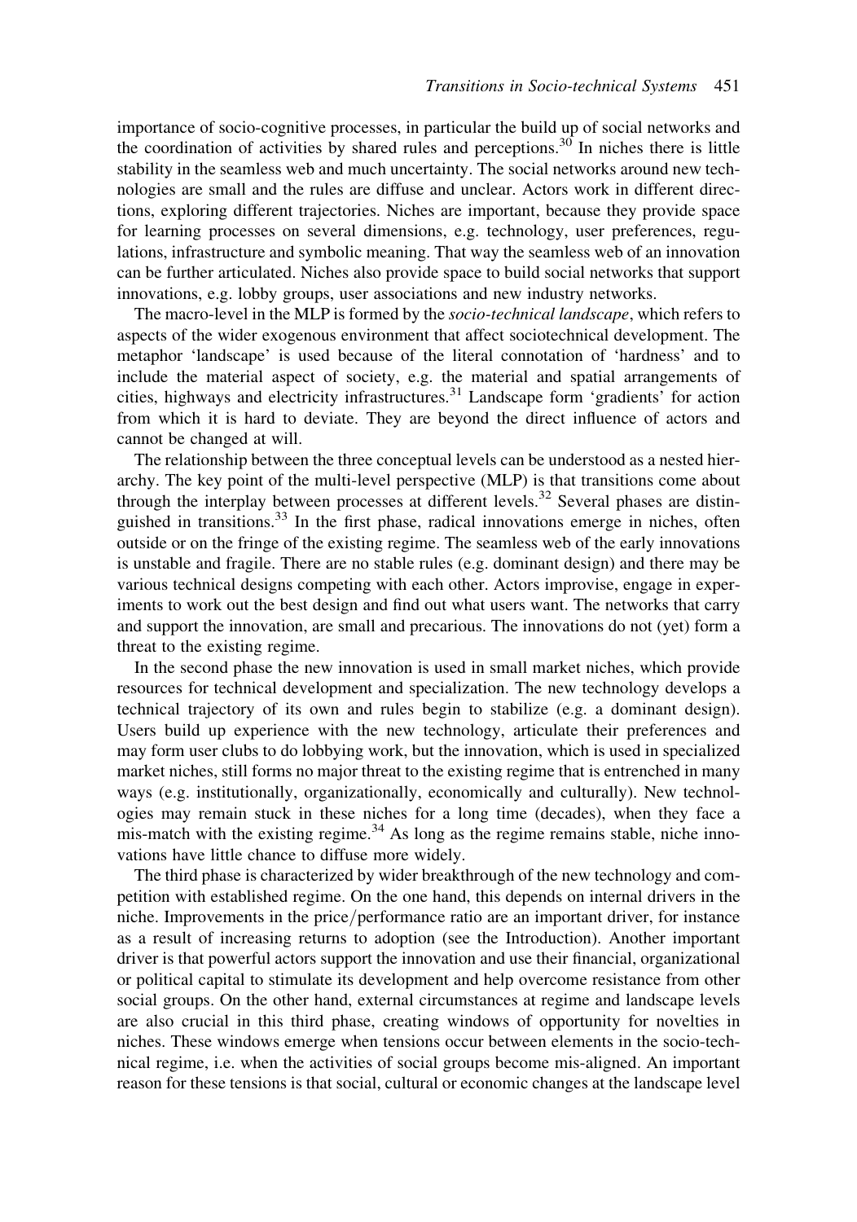importance of socio-cognitive processes, in particular the build up of social networks and the coordination of activities by shared rules and perceptions.[30] In niches there is little stability in the seamless web and much uncertainty. The social networks around new technologies are small and the rules are diffuse and unclear. Actors work in different directions, exploring different trajectories. Niches are important, because they provide space for learning processes on several dimensions, e.g. technology, user preferences, regulations, infrastructure and symbolic meaning. That way the seamless web of an innovation can be further articulated. Niches also provide space to build social networks that support innovations, e.g. lobby groups, user associations and new industry networks.

The macro-level in the MLP is formed by the *socio-technical landscape*, which refers to aspects of the wider exogenous environment that affect sociotechnical development. The metaphor 'landscape' is used because of the literal connotation of 'hardness' and to include the material aspect of society, e.g. the material and spatial arrangements of cities, highways and electricity infrastructures.[31] Landscape form 'gradients' for action from which it is hard to deviate. They are beyond the direct influence of actors and cannot be changed at will.

The relationship between the three conceptual levels can be understood as a nested hierarchy. The key point of the multi-level perspective (MLP) is that transitions come about through the interplay between processes at different levels.[32] Several phases are distinguished in transitions.[33] In the first phase, radical innovations emerge in niches, often outside or on the fringe of the existing regime. The seamless web of the early innovations is unstable and fragile. There are no stable rules (e.g. dominant design) and there may be various technical designs competing with each other. Actors improvise, engage in experiments to work out the best design and find out what users want. The networks that carry and support the innovation, are small and precarious. The innovations do not (yet) form a threat to the existing regime.

In the second phase the new innovation is used in small market niches, which provide resources for technical development and specialization. The new technology develops a technical trajectory of its own and rules begin to stabilize (e.g. a dominant design). Users build up experience with the new technology, articulate their preferences and may form user clubs to do lobbying work, but the innovation, which is used in specialized market niches, still forms no major threat to the existing regime that is entrenched in many ways (e.g. institutionally, organizationally, economically and culturally). New technologies may remain stuck in these niches for a long time (decades), when they face a mis-match with the existing regime.[34] As long as the regime remains stable, niche innovations have little chance to diffuse more widely.

The third phase is characterized by wider breakthrough of the new technology and competition with established regime. On the one hand, this depends on internal drivers in the niche. Improvements in the price/performance ratio are an important driver, for instance as a result of increasing returns to adoption (see the Introduction). Another important driver is that powerful actors support the innovation and use their financial, organizational or political capital to stimulate its development and help overcome resistance from other social groups. On the other hand, external circumstances at regime and landscape levels are also crucial in this third phase, creating windows of opportunity for novelties in niches. These windows emerge when tensions occur between elements in the socio-technical regime, i.e. when the activities of social groups become mis-aligned. An important reason for these tensions is that social, cultural or economic changes at the landscape level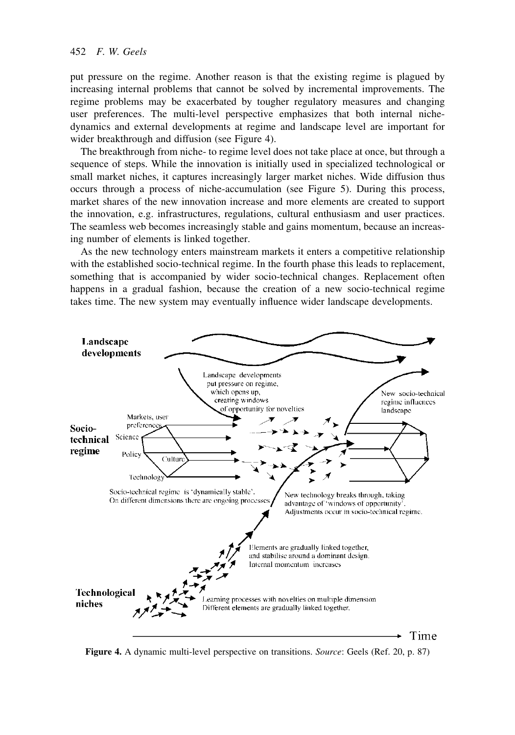put pressure on the regime. Another reason is that the existing regime is plagued by increasing internal problems that cannot be solved by incremental improvements. The regime problems may be exacerbated by tougher regulatory measures and changing user preferences. The multi-level perspective emphasizes that both internal niche-dynamics and external developments at regime and landscape level are important for wider breakthrough and diffusion (see Figure 4).

The breakthrough from niche- to regime level does not take place at once, but through a sequence of steps. While the innovation is initially used in specialized technological or small market niches, it captures increasingly larger market niches. Wide diffusion thus occurs through a process of niche-accumulation (see Figure 5). During this process, market shares of the new innovation increase and more elements are created to support the innovation, e.g. infrastructures, regulations, cultural enthusiasm and user practices. The seamless web becomes increasingly stable and gains momentum, because an increasing number of elements is linked together.

As the new technology enters mainstream markets it enters a competitive relationship with the established socio-technical regime. In the fourth phase this leads to replacement, something that is accompanied by wider socio-technical changes. Replacement often happens in a gradual fashion, because the creation of a new socio-technical regime takes time. The new system may eventually influence wider landscape developments.

**Figure 4.** A dynamic multi-level perspective on transitions. *Source*: Geels (Ref. 20, p. 87)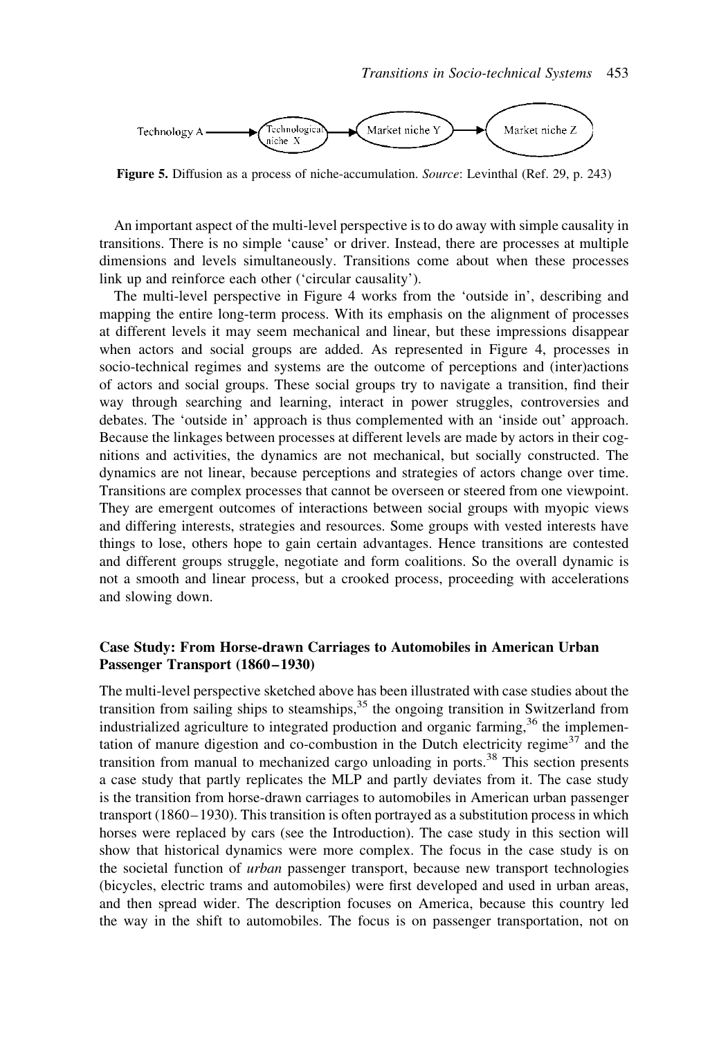Technology A → Technological niche X → Market niche Y → Market niche Z

**Figure 5.** Diffusion as a process of niche-accumulation. *Source*: Levinthal (Ref. 29, p. 243)

An important aspect of the multi-level perspective is to do away with simple causality in transitions. There is no simple 'cause' or driver. Instead, there are processes at multiple dimensions and levels simultaneously. Transitions come about when these processes link up and reinforce each other ('circular causality').

The multi-level perspective in Figure 4 works from the 'outside in', describing and mapping the entire long-term process. With its emphasis on the alignment of processes at different levels it may seem mechanical and linear, but these impressions disappear when actors and social groups are added. As represented in Figure 4, processes in socio-technical regimes and systems are the outcome of perceptions and (inter)actions of actors and social groups. These social groups try to navigate a transition, find their way through searching and learning, interact in power struggles, controversies and debates. The 'outside in' approach is thus complemented with an 'inside out' approach. Because the linkages between processes at different levels are made by actors in their cognitions and activities, the dynamics are not mechanical, but socially constructed. The dynamics are not linear, because perceptions and strategies of actors change over time. Transitions are complex processes that cannot be overseen or steered from one viewpoint. They are emergent outcomes of interactions between social groups with myopic views and differing interests, strategies and resources. Some groups with vested interests have things to lose, others hope to gain certain advantages. Hence transitions are contested and different groups struggle, negotiate and form coalitions. So the overall dynamic is not a smooth and linear process, but a crooked process, proceeding with accelerations and slowing down.

## Case Study: From Horse-drawn Carriages to Automobiles in American Urban Passenger Transport (1860–1930)

The multi-level perspective sketched above has been illustrated with case studies about the transition from sailing ships to steamships,[35] the ongoing transition in Switzerland from industrialized agriculture to integrated production and organic farming,[36] the implementation of manure digestion and co-combustion in the Dutch electricity regime[37] and the transition from manual to mechanized cargo unloading in ports.[38] This section presents a case study that partly replicates the MLP and partly deviates from it. The case study is the transition from horse-drawn carriages to automobiles in American urban passenger transport (1860–1930). This transition is often portrayed as a substitution process in which horses were replaced by cars (see the Introduction). The case study in this section will show that historical dynamics were more complex. The focus in the case study is on the societal function of *urban* passenger transport, because new transport technologies (bicycles, electric trams and automobiles) were first developed and used in urban areas, and then spread wider. The description focuses on America, because this country led the way in the shift to automobiles. The focus is on passenger transportation, not on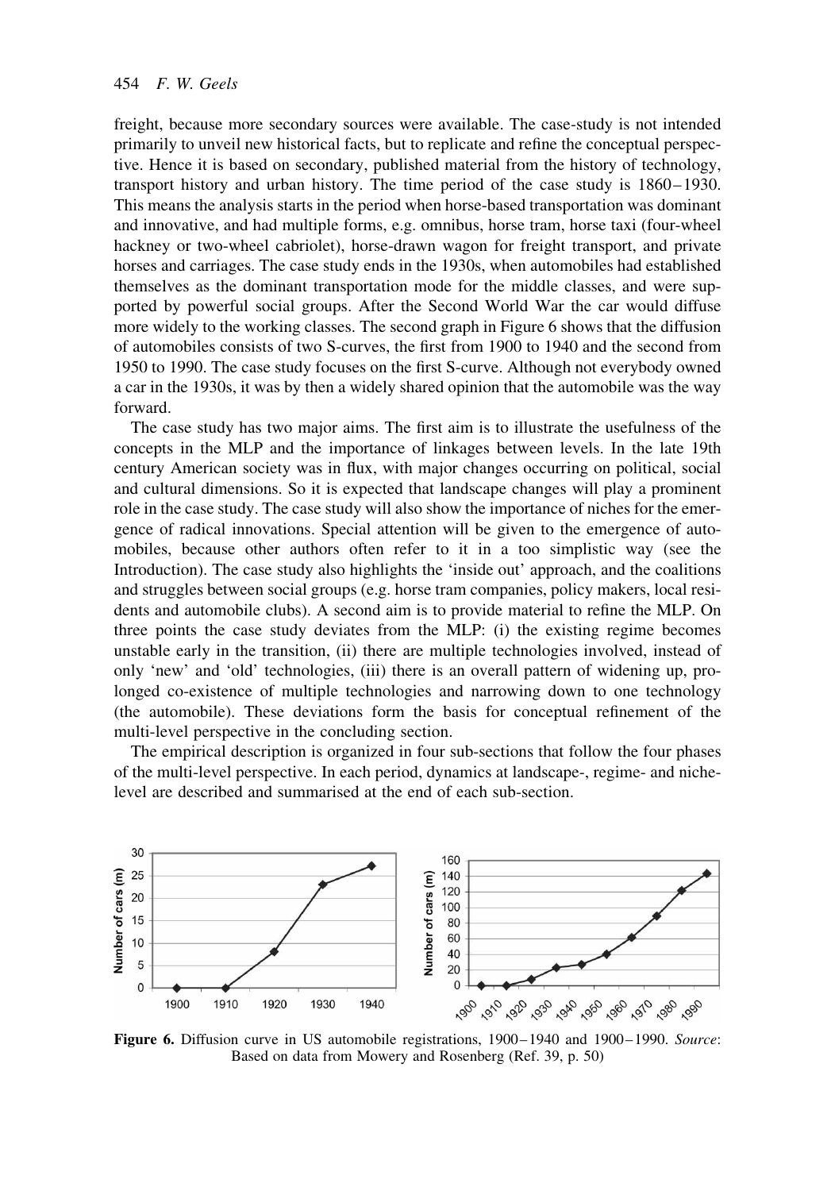freight, because more secondary sources were available. The case-study is not intended primarily to unveil new historical facts, but to replicate and refine the conceptual perspective. Hence it is based on secondary, published material from the history of technology, transport history and urban history. The time period of the case study is 1860–1930. This means the analysis starts in the period when horse-based transportation was dominant and innovative, and had multiple forms, e.g. omnibus, horse tram, horse taxi (four-wheel hackney or two-wheel cabriolet), horse-drawn wagon for freight transport, and private horses and carriages. The case study ends in the 1930s, when automobiles had established themselves as the dominant transportation mode for the middle classes, and were supported by powerful social groups. After the Second World War the car would diffuse more widely to the working classes. The second graph in Figure 6 shows that the diffusion of automobiles consists of two S-curves, the first from 1900 to 1940 and the second from 1950 to 1990. The case study focuses on the first S-curve. Although not everybody owned a car in the 1930s, it was by then a widely shared opinion that the automobile was the way forward.

The case study has two major aims. The first aim is to illustrate the usefulness of the concepts in the MLP and the importance of linkages between levels. In the late 19th century American society was in flux, with major changes occurring on political, social and cultural dimensions. So it is expected that landscape changes will play a prominent role in the case study. The case study will also show the importance of niches for the emergence of radical innovations. Special attention will be given to the emergence of automobiles, because other authors often refer to it in a too simplistic way (see the Introduction). The case study also highlights the 'inside out' approach, and the coalitions and struggles between social groups (e.g. horse tram companies, policy makers, local residents and automobile clubs). A second aim is to provide material to refine the MLP. On three points the case study deviates from the MLP: (i) the existing regime becomes unstable early in the transition, (ii) there are multiple technologies involved, instead of only 'new' and 'old' technologies, (iii) there is an overall pattern of widening up, prolonged co-existence of multiple technologies and narrowing down to one technology (the automobile). These deviations form the basis for conceptual refinement of the multi-level perspective in the concluding section.

The empirical description is organized in four sub-sections that follow the four phases of the multi-level perspective. In each period, dynamics at landscape-, regime- and niche-level are described and summarised at the end of each sub-section.

**Figure 6.** Diffusion curve in US automobile registrations, 1900–1940 and 1900–1990. *Source*: Based on data from Mowery and Rosenberg (Ref. 39, p. 50)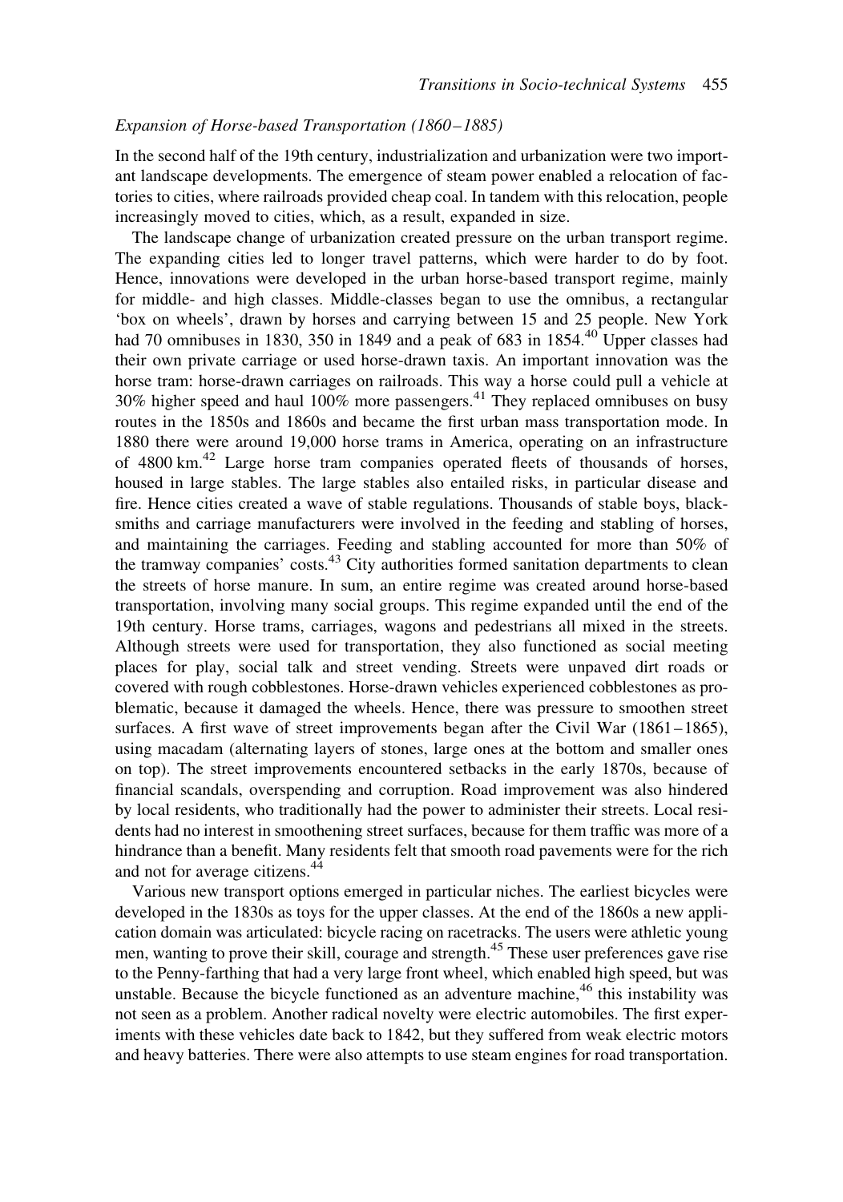*Expansion of Horse-based Transportation (1860–1885)*

In the second half of the 19th century, industrialization and urbanization were two important landscape developments. The emergence of steam power enabled a relocation of factories to cities, where railroads provided cheap coal. In tandem with this relocation, people increasingly moved to cities, which, as a result, expanded in size.

The landscape change of urbanization created pressure on the urban transport regime. The expanding cities led to longer travel patterns, which were harder to do by foot. Hence, innovations were developed in the urban horse-based transport regime, mainly for middle- and high classes. Middle-classes began to use the omnibus, a rectangular 'box on wheels', drawn by horses and carrying between 15 and 25 people. New York had 70 omnibuses in 1830, 350 in 1849 and a peak of 683 in 1854.[40] Upper classes had their own private carriage or used horse-drawn taxis. An important innovation was the horse tram: horse-drawn carriages on railroads. This way a horse could pull a vehicle at 30% higher speed and haul 100% more passengers.[41] They replaced omnibuses on busy routes in the 1850s and 1860s and became the first urban mass transportation mode. In 1880 there were around 19,000 horse trams in America, operating on an infrastructure of 4800 km.[42] Large horse tram companies operated fleets of thousands of horses, housed in large stables. The large stables also entailed risks, in particular disease and fire. Hence cities created a wave of stable regulations. Thousands of stable boys, blacksmiths and carriage manufacturers were involved in the feeding and stabling of horses, and maintaining the carriages. Feeding and stabling accounted for more than 50% of the tramway companies' costs.[43] City authorities formed sanitation departments to clean the streets of horse manure. In sum, an entire regime was created around horse-based transportation, involving many social groups. This regime expanded until the end of the 19th century. Horse trams, carriages, wagons and pedestrians all mixed in the streets. Although streets were used for transportation, they also functioned as social meeting places for play, social talk and street vending. Streets were unpaved dirt roads or covered with rough cobblestones. Horse-drawn vehicles experienced cobblestones as problematic, because it damaged the wheels. Hence, there was pressure to smoothen street surfaces. A first wave of street improvements began after the Civil War (1861–1865), using macadam (alternating layers of stones, large ones at the bottom and smaller ones on top). The street improvements encountered setbacks in the early 1870s, because of financial scandals, overspending and corruption. Road improvement was also hindered by local residents, who traditionally had the power to administer their streets. Local residents had no interest in smoothening street surfaces, because for them traffic was more of a hindrance than a benefit. Many residents felt that smooth road pavements were for the rich and not for average citizens.[44]

Various new transport options emerged in particular niches. The earliest bicycles were developed in the 1830s as toys for the upper classes. At the end of the 1860s a new application domain was articulated: bicycle racing on racetracks. The users were athletic young men, wanting to prove their skill, courage and strength.[45] These user preferences gave rise to the Penny-farthing that had a very large front wheel, which enabled high speed, but was unstable. Because the bicycle functioned as an adventure machine,[46] this instability was not seen as a problem. Another radical novelty were electric automobiles. The first experiments with these vehicles date back to 1842, but they suffered from weak electric motors and heavy batteries. There were also attempts to use steam engines for road transportation.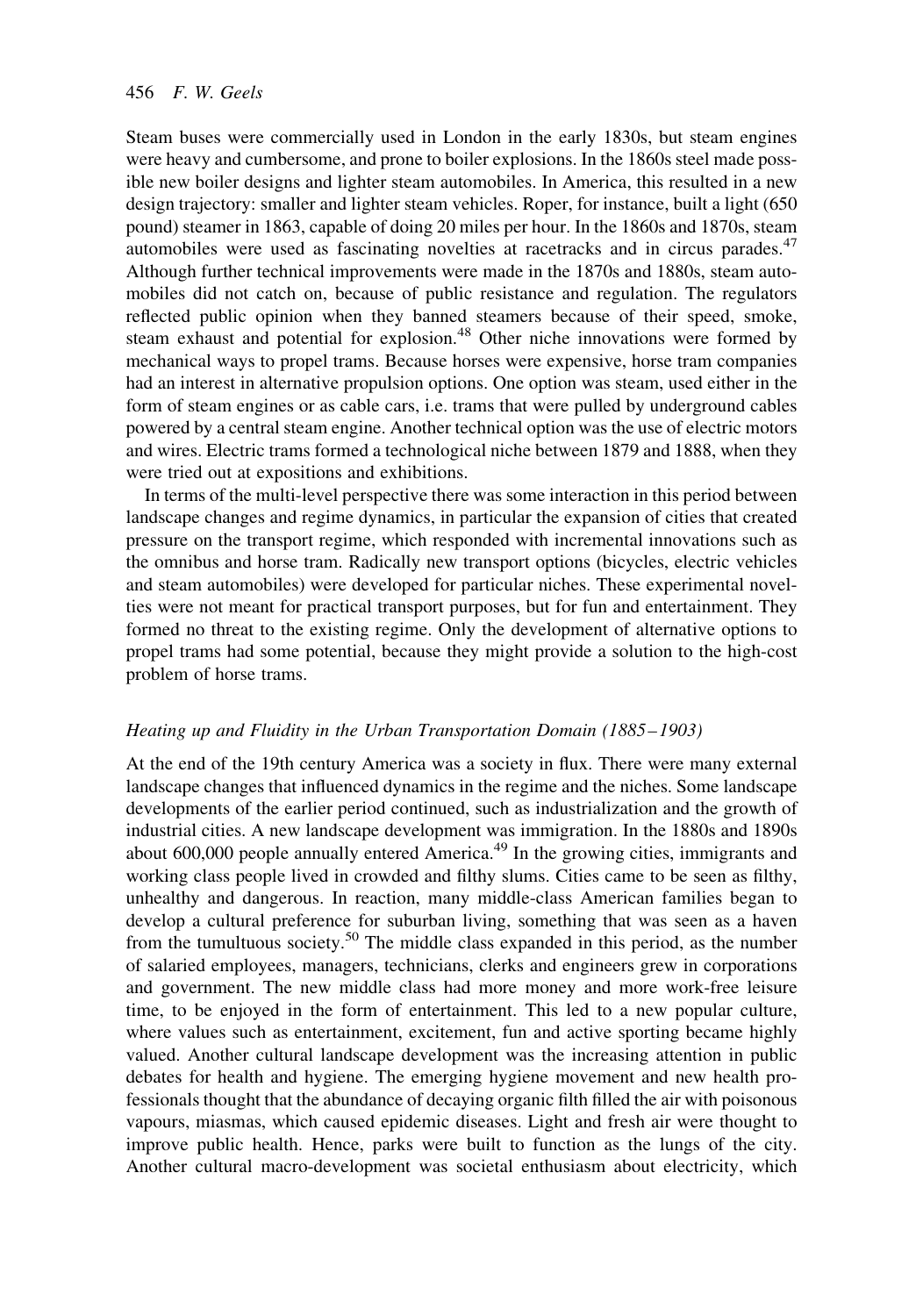Steam buses were commercially used in London in the early 1830s, but steam engines were heavy and cumbersome, and prone to boiler explosions. In the 1860s steel made possible new boiler designs and lighter steam automobiles. In America, this resulted in a new design trajectory: smaller and lighter steam vehicles. Roper, for instance, built a light (650 pound) steamer in 1863, capable of doing 20 miles per hour. In the 1860s and 1870s, steam automobiles were used as fascinating novelties at racetracks and in circus parades.[47] Although further technical improvements were made in the 1870s and 1880s, steam automobiles did not catch on, because of public resistance and regulation. The regulators reflected public opinion when they banned steamers because of their speed, smoke, steam exhaust and potential for explosion.[48] Other niche innovations were formed by mechanical ways to propel trams. Because horses were expensive, horse tram companies had an interest in alternative propulsion options. One option was steam, used either in the form of steam engines or as cable cars, i.e. trams that were pulled by underground cables powered by a central steam engine. Another technical option was the use of electric motors and wires. Electric trams formed a technological niche between 1879 and 1888, when they were tried out at expositions and exhibitions.

In terms of the multi-level perspective there was some interaction in this period between landscape changes and regime dynamics, in particular the expansion of cities that created pressure on the transport regime, which responded with incremental innovations such as the omnibus and horse tram. Radically new transport options (bicycles, electric vehicles and steam automobiles) were developed for particular niches. These experimental novelties were not meant for practical transport purposes, but for fun and entertainment. They formed no threat to the existing regime. Only the development of alternative options to propel trams had some potential, because they might provide a solution to the high-cost problem of horse trams.

### *Heating up and Fluidity in the Urban Transportation Domain (1885–1903)*

At the end of the 19th century America was a society in flux. There were many external landscape changes that influenced dynamics in the regime and the niches. Some landscape developments of the earlier period continued, such as industrialization and the growth of industrial cities. A new landscape development was immigration. In the 1880s and 1890s about 600,000 people annually entered America.[49] In the growing cities, immigrants and working class people lived in crowded and filthy slums. Cities came to be seen as filthy, unhealthy and dangerous. In reaction, many middle-class American families began to develop a cultural preference for suburban living, something that was seen as a haven from the tumultuous society.[50] The middle class expanded in this period, as the number of salaried employees, managers, technicians, clerks and engineers grew in corporations and government. The new middle class had more money and more work-free leisure time, to be enjoyed in the form of entertainment. This led to a new popular culture, where values such as entertainment, excitement, fun and active sporting became highly valued. Another cultural landscape development was the increasing attention in public debates for health and hygiene. The emerging hygiene movement and new health professionals thought that the abundance of decaying organic filth filled the air with poisonous vapours, miasmas, which caused epidemic diseases. Light and fresh air were thought to improve public health. Hence, parks were built to function as the lungs of the city. Another cultural macro-development was societal enthusiasm about electricity, which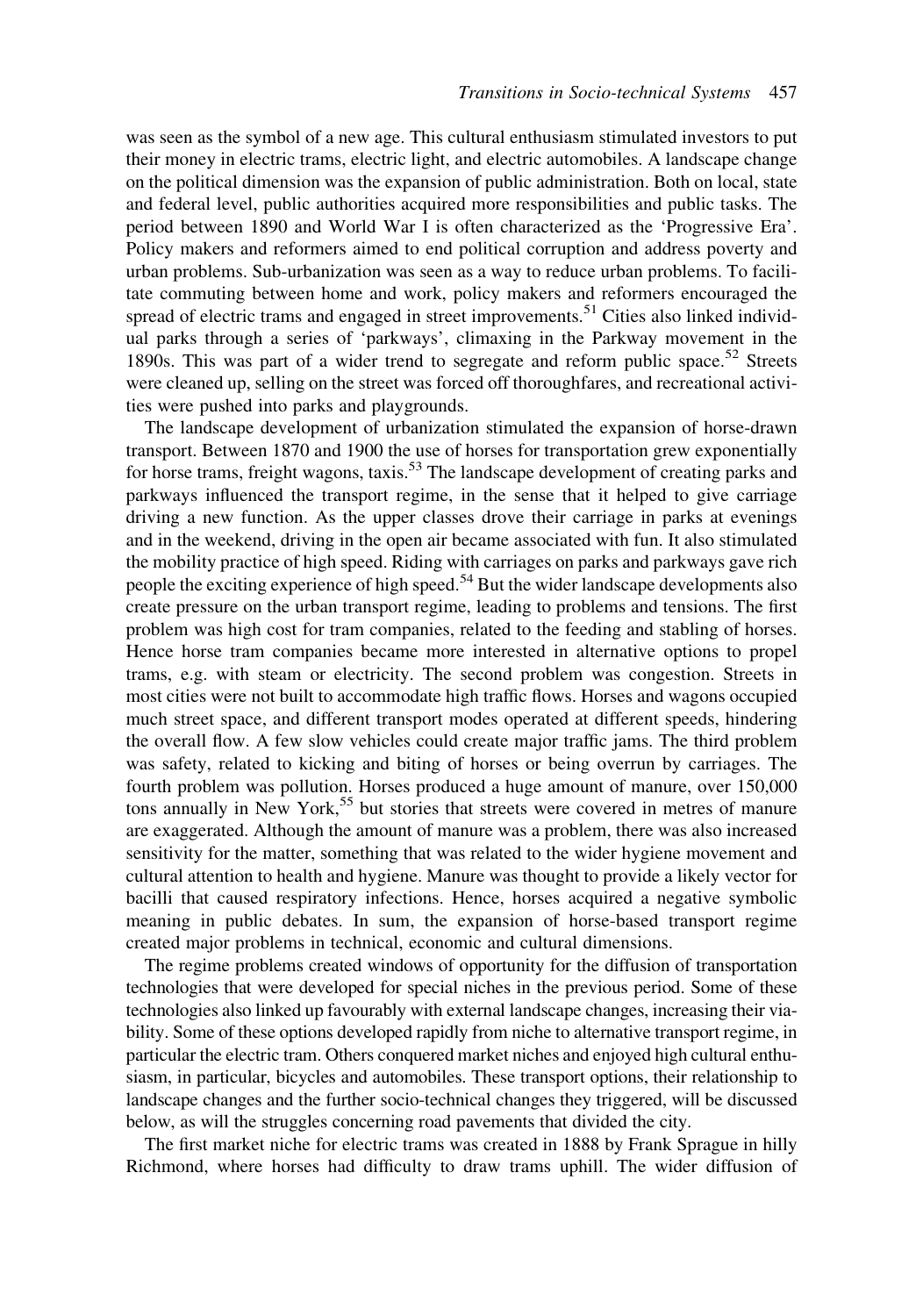was seen as the symbol of a new age. This cultural enthusiasm stimulated investors to put their money in electric trams, electric light, and electric automobiles. A landscape change on the political dimension was the expansion of public administration. Both on local, state and federal level, public authorities acquired more responsibilities and public tasks. The period between 1890 and World War I is often characterized as the 'Progressive Era'. Policy makers and reformers aimed to end political corruption and address poverty and urban problems. Sub-urbanization was seen as a way to reduce urban problems. To facilitate commuting between home and work, policy makers and reformers encouraged the spread of electric trams and engaged in street improvements.[51] Cities also linked individual parks through a series of 'parkways', climaxing in the Parkway movement in the 1890s. This was part of a wider trend to segregate and reform public space.[52] Streets were cleaned up, selling on the street was forced off thoroughfares, and recreational activities were pushed into parks and playgrounds.

The landscape development of urbanization stimulated the expansion of horse-drawn transport. Between 1870 and 1900 the use of horses for transportation grew exponentially for horse trams, freight wagons, taxis.[53] The landscape development of creating parks and parkways influenced the transport regime, in the sense that it helped to give carriage driving a new function. As the upper classes drove their carriage in parks at evenings and in the weekend, driving in the open air became associated with fun. It also stimulated the mobility practice of high speed. Riding with carriages on parks and parkways gave rich people the exciting experience of high speed.[54] But the wider landscape developments also create pressure on the urban transport regime, leading to problems and tensions. The first problem was high cost for tram companies, related to the feeding and stabling of horses. Hence horse tram companies became more interested in alternative options to propel trams, e.g. with steam or electricity. The second problem was congestion. Streets in most cities were not built to accommodate high traffic flows. Horses and wagons occupied much street space, and different transport modes operated at different speeds, hindering the overall flow. A few slow vehicles could create major traffic jams. The third problem was safety, related to kicking and biting of horses or being overrun by carriages. The fourth problem was pollution. Horses produced a huge amount of manure, over 150,000 tons annually in New York,[55] but stories that streets were covered in metres of manure are exaggerated. Although the amount of manure was a problem, there was also increased sensitivity for the matter, something that was related to the wider hygiene movement and cultural attention to health and hygiene. Manure was thought to provide a likely vector for bacilli that caused respiratory infections. Hence, horses acquired a negative symbolic meaning in public debates. In sum, the expansion of horse-based transport regime created major problems in technical, economic and cultural dimensions.

The regime problems created windows of opportunity for the diffusion of transportation technologies that were developed for special niches in the previous period. Some of these technologies also linked up favourably with external landscape changes, increasing their viability. Some of these options developed rapidly from niche to alternative transport regime, in particular the electric tram. Others conquered market niches and enjoyed high cultural enthusiasm, in particular, bicycles and automobiles. These transport options, their relationship to landscape changes and the further socio-technical changes they triggered, will be discussed below, as will the struggles concerning road pavements that divided the city.

The first market niche for electric trams was created in 1888 by Frank Sprague in hilly Richmond, where horses had difficulty to draw trams uphill. The wider diffusion of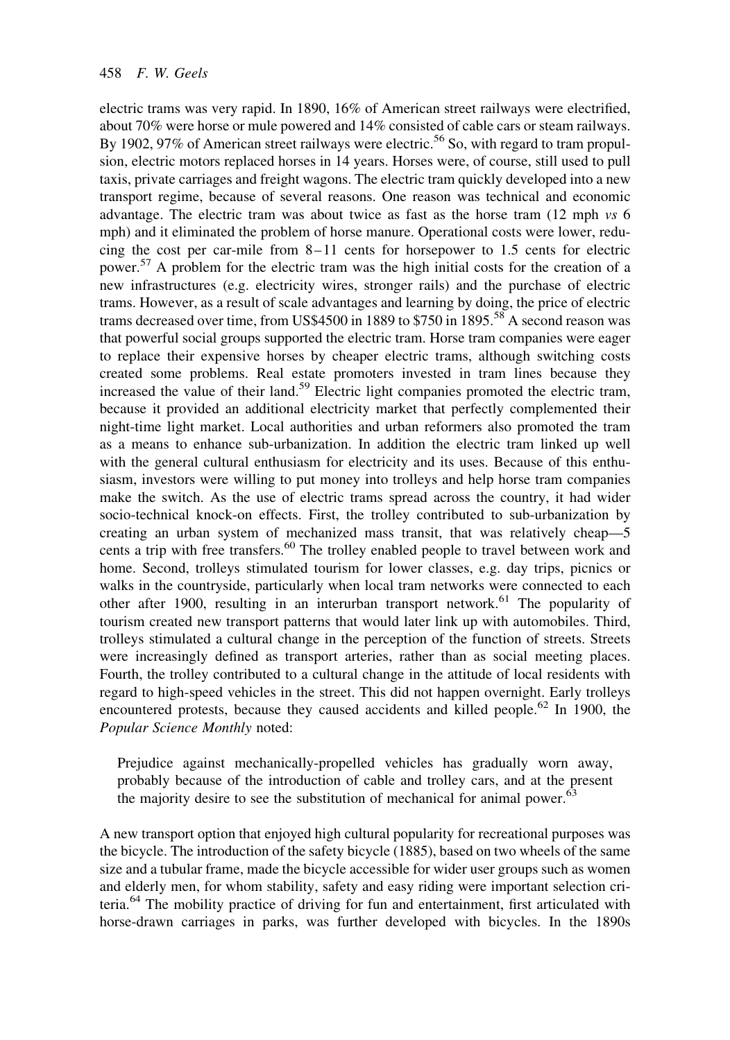electric trams was very rapid. In 1890, 16% of American street railways were electrified, about 70% were horse or mule powered and 14% consisted of cable cars or steam railways. By 1902, 97% of American street railways were electric.[56] So, with regard to tram propulsion, electric motors replaced horses in 14 years. Horses were, of course, still used to pull taxis, private carriages and freight wagons. The electric tram quickly developed into a new transport regime, because of several reasons. One reason was technical and economic advantage. The electric tram was about twice as fast as the horse tram (12 mph *vs* 6 mph) and it eliminated the problem of horse manure. Operational costs were lower, reducing the cost per car-mile from 8–11 cents for horsepower to 1.5 cents for electric power.[57] A problem for the electric tram was the high initial costs for the creation of a new infrastructures (e.g. electricity wires, stronger rails) and the purchase of electric trams. However, as a result of scale advantages and learning by doing, the price of electric trams decreased over time, from US$4500 in 1889 to $750 in 1895.[58] A second reason was that powerful social groups supported the electric tram. Horse tram companies were eager to replace their expensive horses by cheaper electric trams, although switching costs created some problems. Real estate promoters invested in tram lines because they increased the value of their land.[59] Electric light companies promoted the electric tram, because it provided an additional electricity market that perfectly complemented their night-time light market. Local authorities and urban reformers also promoted the tram as a means to enhance sub-urbanization. In addition the electric tram linked up well with the general cultural enthusiasm for electricity and its uses. Because of this enthusiasm, investors were willing to put money into trolleys and help horse tram companies make the switch. As the use of electric trams spread across the country, it had wider socio-technical knock-on effects. First, the trolley contributed to sub-urbanization by creating an urban system of mechanized mass transit, that was relatively cheap—5 cents a trip with free transfers.[60] The trolley enabled people to travel between work and home. Second, trolleys stimulated tourism for lower classes, e.g. day trips, picnics or walks in the countryside, particularly when local tram networks were connected to each other after 1900, resulting in an interurban transport network.[61] The popularity of tourism created new transport patterns that would later link up with automobiles. Third, trolleys stimulated a cultural change in the perception of the function of streets. Streets were increasingly defined as transport arteries, rather than as social meeting places. Fourth, the trolley contributed to a cultural change in the attitude of local residents with regard to high-speed vehicles in the street. This did not happen overnight. Early trolleys encountered protests, because they caused accidents and killed people.[62] In 1900, the *Popular Science Monthly* noted:

> Prejudice against mechanically-propelled vehicles has gradually worn away, probably because of the introduction of cable and trolley cars, and at the present the majority desire to see the substitution of mechanical for animal power.[63]

A new transport option that enjoyed high cultural popularity for recreational purposes was the bicycle. The introduction of the safety bicycle (1885), based on two wheels of the same size and a tubular frame, made the bicycle accessible for wider user groups such as women and elderly men, for whom stability, safety and easy riding were important selection criteria.[64] The mobility practice of driving for fun and entertainment, first articulated with horse-drawn carriages in parks, was further developed with bicycles. In the 1890s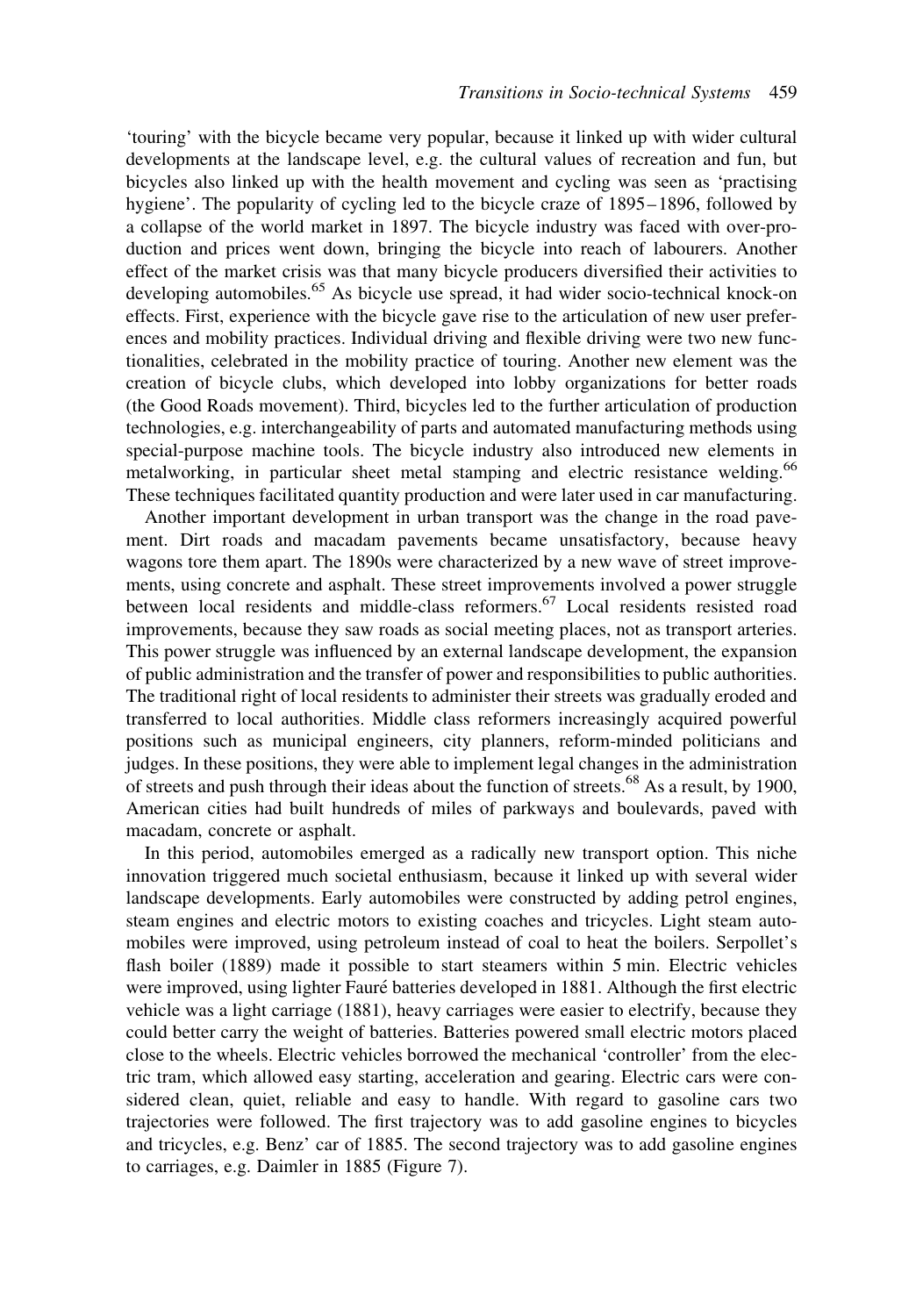'touring' with the bicycle became very popular, because it linked up with wider cultural developments at the landscape level, e.g. the cultural values of recreation and fun, but bicycles also linked up with the health movement and cycling was seen as 'practising hygiene'. The popularity of cycling led to the bicycle craze of 1895–1896, followed by a collapse of the world market in 1897. The bicycle industry was faced with over-production and prices went down, bringing the bicycle into reach of labourers. Another effect of the market crisis was that many bicycle producers diversified their activities to developing automobiles.[65] As bicycle use spread, it had wider socio-technical knock-on effects. First, experience with the bicycle gave rise to the articulation of new user preferences and mobility practices. Individual driving and flexible driving were two new functionalities, celebrated in the mobility practice of touring. Another new element was the creation of bicycle clubs, which developed into lobby organizations for better roads (the Good Roads movement). Third, bicycles led to the further articulation of production technologies, e.g. interchangeability of parts and automated manufacturing methods using special-purpose machine tools. The bicycle industry also introduced new elements in metalworking, in particular sheet metal stamping and electric resistance welding.[66] These techniques facilitated quantity production and were later used in car manufacturing.

Another important development in urban transport was the change in the road pavement. Dirt roads and macadam pavements became unsatisfactory, because heavy wagons tore them apart. The 1890s were characterized by a new wave of street improvements, using concrete and asphalt. These street improvements involved a power struggle between local residents and middle-class reformers.[67] Local residents resisted road improvements, because they saw roads as social meeting places, not as transport arteries. This power struggle was influenced by an external landscape development, the expansion of public administration and the transfer of power and responsibilities to public authorities. The traditional right of local residents to administer their streets was gradually eroded and transferred to local authorities. Middle class reformers increasingly acquired powerful positions such as municipal engineers, city planners, reform-minded politicians and judges. In these positions, they were able to implement legal changes in the administration of streets and push through their ideas about the function of streets.[68] As a result, by 1900, American cities had built hundreds of miles of parkways and boulevards, paved with macadam, concrete or asphalt.

In this period, automobiles emerged as a radically new transport option. This niche innovation triggered much societal enthusiasm, because it linked up with several wider landscape developments. Early automobiles were constructed by adding petrol engines, steam engines and electric motors to existing coaches and tricycles. Light steam automobiles were improved, using petroleum instead of coal to heat the boilers. Serpollet's flash boiler (1889) made it possible to start steamers within 5 min. Electric vehicles were improved, using lighter Fauré batteries developed in 1881. Although the first electric vehicle was a light carriage (1881), heavy carriages were easier to electrify, because they could better carry the weight of batteries. Batteries powered small electric motors placed close to the wheels. Electric vehicles borrowed the mechanical 'controller' from the electric tram, which allowed easy starting, acceleration and gearing. Electric cars were considered clean, quiet, reliable and easy to handle. With regard to gasoline cars two trajectories were followed. The first trajectory was to add gasoline engines to bicycles and tricycles, e.g. Benz' car of 1885. The second trajectory was to add gasoline engines to carriages, e.g. Daimler in 1885 (Figure 7).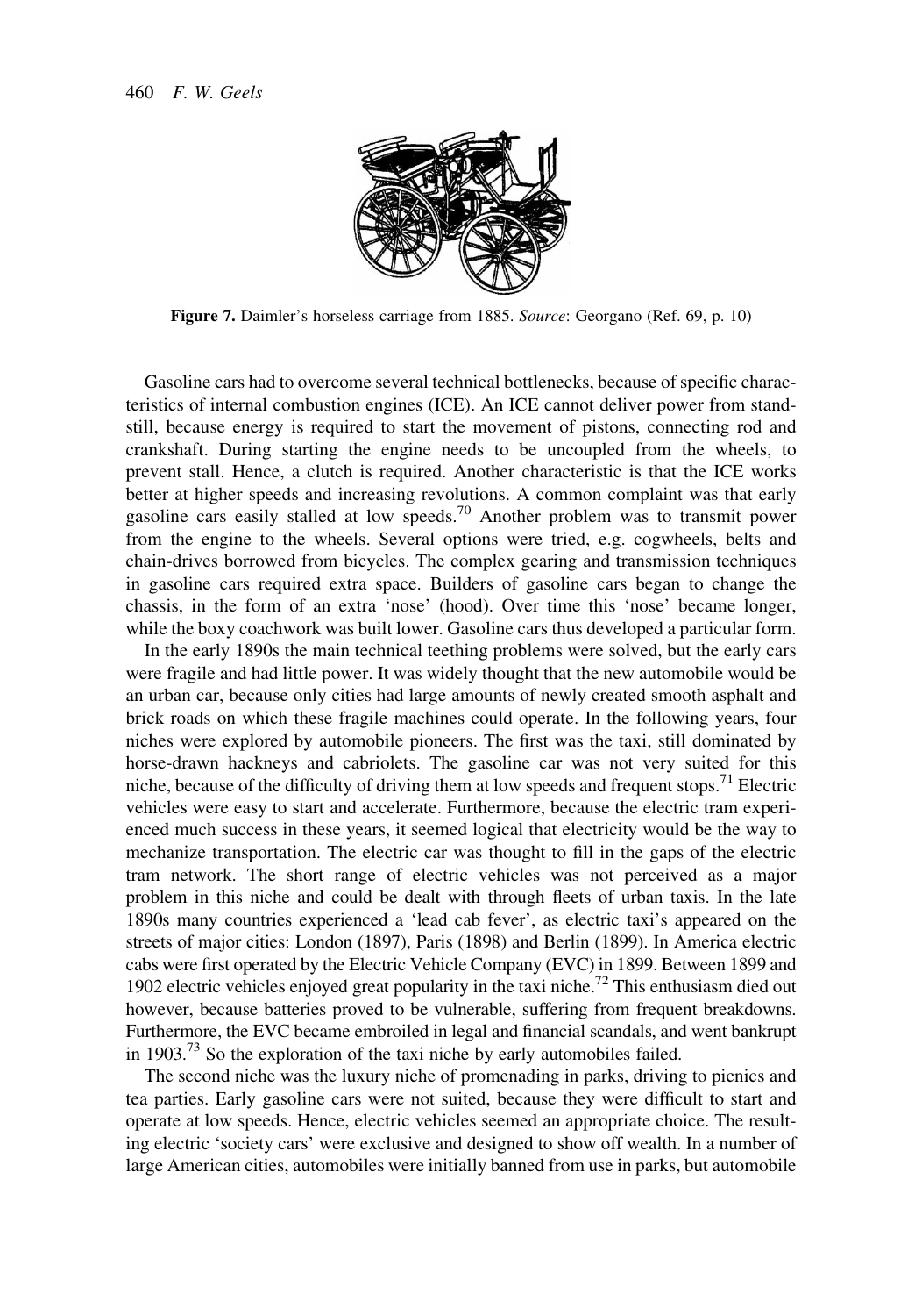Figure 7. Daimler's horseless carriage from 1885. *Source*: Georgano (Ref. 69, p. 10)

Gasoline cars had to overcome several technical bottlenecks, because of specific characteristics of internal combustion engines (ICE). An ICE cannot deliver power from standstill, because energy is required to start the movement of pistons, connecting rod and crankshaft. During starting the engine needs to be uncoupled from the wheels, to prevent stall. Hence, a clutch is required. Another characteristic is that the ICE works better at higher speeds and increasing revolutions. A common complaint was that early gasoline cars easily stalled at low speeds.[70] Another problem was to transmit power from the engine to the wheels. Several options were tried, e.g. cogwheels, belts and chain-drives borrowed from bicycles. The complex gearing and transmission techniques in gasoline cars required extra space. Builders of gasoline cars began to change the chassis, in the form of an extra 'nose' (hood). Over time this 'nose' became longer, while the boxy coachwork was built lower. Gasoline cars thus developed a particular form.

In the early 1890s the main technical teething problems were solved, but the early cars were fragile and had little power. It was widely thought that the new automobile would be an urban car, because only cities had large amounts of newly created smooth asphalt and brick roads on which these fragile machines could operate. In the following years, four niches were explored by automobile pioneers. The first was the taxi, still dominated by horse-drawn hackneys and cabriolets. The gasoline car was not very suited for this niche, because of the difficulty of driving them at low speeds and frequent stops.[71] Electric vehicles were easy to start and accelerate. Furthermore, because the electric tram experienced much success in these years, it seemed logical that electricity would be the way to mechanize transportation. The electric car was thought to fill in the gaps of the electric tram network. The short range of electric vehicles was not perceived as a major problem in this niche and could be dealt with through fleets of urban taxis. In the late 1890s many countries experienced a 'lead cab fever', as electric taxi's appeared on the streets of major cities: London (1897), Paris (1898) and Berlin (1899). In America electric cabs were first operated by the Electric Vehicle Company (EVC) in 1899. Between 1899 and 1902 electric vehicles enjoyed great popularity in the taxi niche.[72] This enthusiasm died out however, because batteries proved to be vulnerable, suffering from frequent breakdowns. Furthermore, the EVC became embroiled in legal and financial scandals, and went bankrupt in 1903.[73] So the exploration of the taxi niche by early automobiles failed.

The second niche was the luxury niche of promenading in parks, driving to picnics and tea parties. Early gasoline cars were not suited, because they were difficult to start and operate at low speeds. Hence, electric vehicles seemed an appropriate choice. The resulting electric 'society cars' were exclusive and designed to show off wealth. In a number of large American cities, automobiles were initially banned from use in parks, but automobile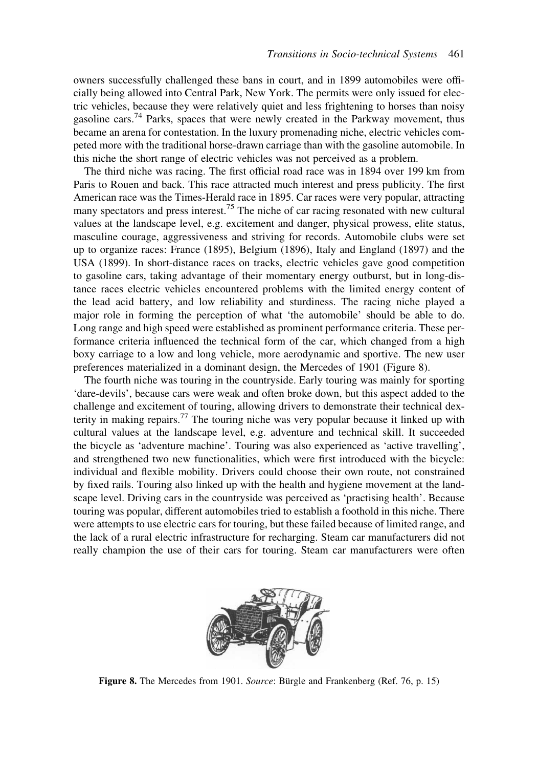owners successfully challenged these bans in court, and in 1899 automobiles were officially being allowed into Central Park, New York. The permits were only issued for electric vehicles, because they were relatively quiet and less frightening to horses than noisy gasoline cars.[74] Parks, spaces that were newly created in the Parkway movement, thus became an arena for contestation. In the luxury promenading niche, electric vehicles competed more with the traditional horse-drawn carriage than with the gasoline automobile. In this niche the short range of electric vehicles was not perceived as a problem.

The third niche was racing. The first official road race was in 1894 over 199 km from Paris to Rouen and back. This race attracted much interest and press publicity. The first American race was the Times-Herald race in 1895. Car races were very popular, attracting many spectators and press interest.[75] The niche of car racing resonated with new cultural values at the landscape level, e.g. excitement and danger, physical prowess, elite status, masculine courage, aggressiveness and striving for records. Automobile clubs were set up to organize races: France (1895), Belgium (1896), Italy and England (1897) and the USA (1899). In short-distance races on tracks, electric vehicles gave good competition to gasoline cars, taking advantage of their momentary energy outburst, but in long-distance races electric vehicles encountered problems with the limited energy content of the lead acid battery, and low reliability and sturdiness. The racing niche played a major role in forming the perception of what 'the automobile' should be able to do. Long range and high speed were established as prominent performance criteria. These performance criteria influenced the technical form of the car, which changed from a high boxy carriage to a low and long vehicle, more aerodynamic and sportive. The new user preferences materialized in a dominant design, the Mercedes of 1901 (Figure 8).

The fourth niche was touring in the countryside. Early touring was mainly for sporting 'dare-devils', because cars were weak and often broke down, but this aspect added to the challenge and excitement of touring, allowing drivers to demonstrate their technical dexterity in making repairs.[77] The touring niche was very popular because it linked up with cultural values at the landscape level, e.g. adventure and technical skill. It succeeded the bicycle as 'adventure machine'. Touring was also experienced as 'active travelling', and strengthened two new functionalities, which were first introduced with the bicycle: individual and flexible mobility. Drivers could choose their own route, not constrained by fixed rails. Touring also linked up with the health and hygiene movement at the landscape level. Driving cars in the countryside was perceived as 'practising health'. Because touring was popular, different automobiles tried to establish a foothold in this niche. There were attempts to use electric cars for touring, but these failed because of limited range, and the lack of a rural electric infrastructure for recharging. Steam car manufacturers did not really champion the use of their cars for touring. Steam car manufacturers were often

**Figure 8.** The Mercedes from 1901. *Source*: Bürgle and Frankenberg (Ref. 76, p. 15)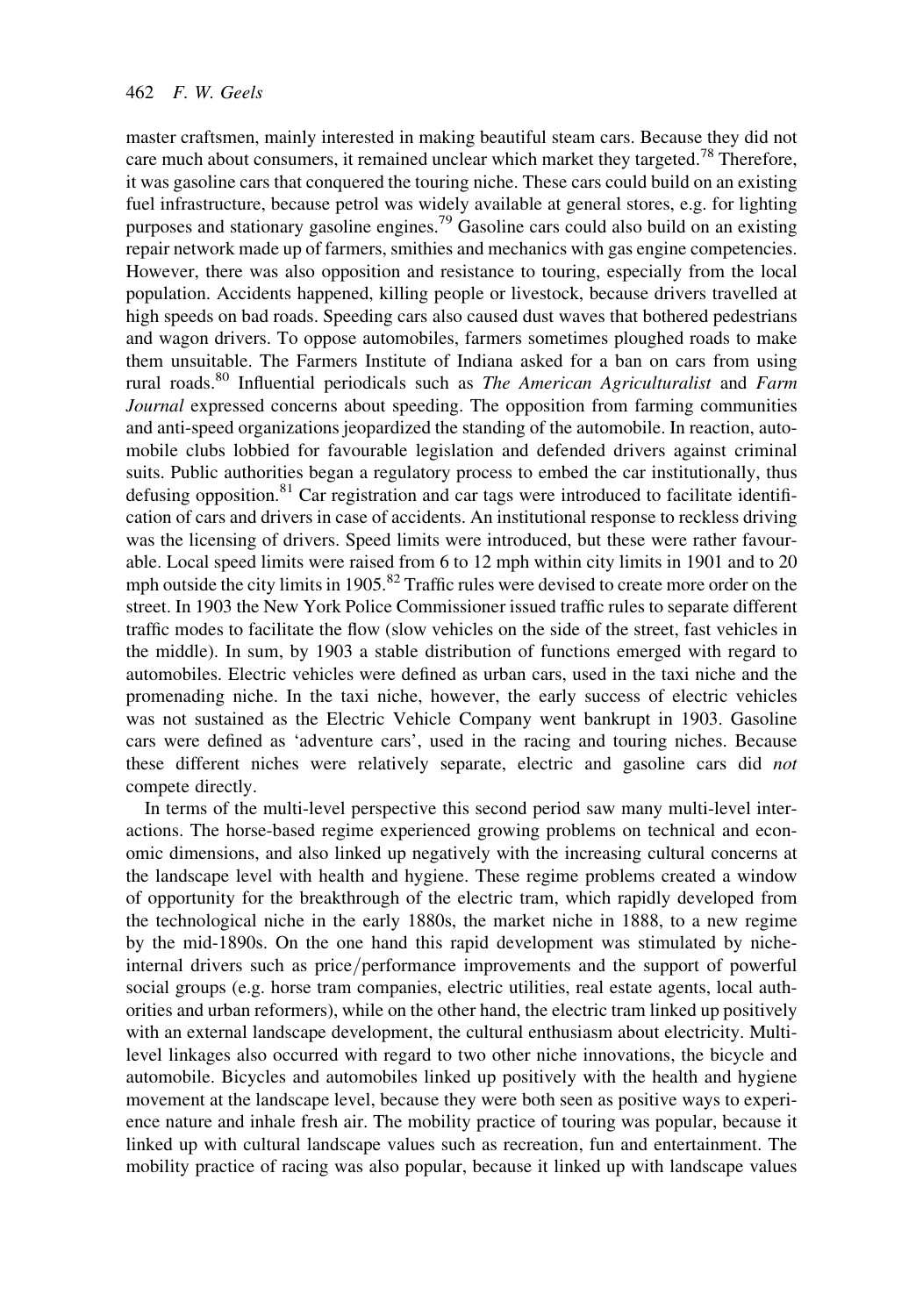master craftsmen, mainly interested in making beautiful steam cars. Because they did not care much about consumers, it remained unclear which market they targeted.[78] Therefore, it was gasoline cars that conquered the touring niche. These cars could build on an existing fuel infrastructure, because petrol was widely available at general stores, e.g. for lighting purposes and stationary gasoline engines.[79] Gasoline cars could also build on an existing repair network made up of farmers, smithies and mechanics with gas engine competencies. However, there was also opposition and resistance to touring, especially from the local population. Accidents happened, killing people or livestock, because drivers travelled at high speeds on bad roads. Speeding cars also caused dust waves that bothered pedestrians and wagon drivers. To oppose automobiles, farmers sometimes ploughed roads to make them unsuitable. The Farmers Institute of Indiana asked for a ban on cars from using rural roads.[80] Influential periodicals such as *The American Agriculturalist* and *Farm Journal* expressed concerns about speeding. The opposition from farming communities and anti-speed organizations jeopardized the standing of the automobile. In reaction, automobile clubs lobbied for favourable legislation and defended drivers against criminal suits. Public authorities began a regulatory process to embed the car institutionally, thus defusing opposition.[81] Car registration and car tags were introduced to facilitate identification of cars and drivers in case of accidents. An institutional response to reckless driving was the licensing of drivers. Speed limits were introduced, but these were rather favourable. Local speed limits were raised from 6 to 12 mph within city limits in 1901 and to 20 mph outside the city limits in 1905.[82] Traffic rules were devised to create more order on the street. In 1903 the New York Police Commissioner issued traffic rules to separate different traffic modes to facilitate the flow (slow vehicles on the side of the street, fast vehicles in the middle). In sum, by 1903 a stable distribution of functions emerged with regard to automobiles. Electric vehicles were defined as urban cars, used in the taxi niche and the promenading niche. In the taxi niche, however, the early success of electric vehicles was not sustained as the Electric Vehicle Company went bankrupt in 1903. Gasoline cars were defined as 'adventure cars', used in the racing and touring niches. Because these different niches were relatively separate, electric and gasoline cars did *not* compete directly.

In terms of the multi-level perspective this second period saw many multi-level interactions. The horse-based regime experienced growing problems on technical and economic dimensions, and also linked up negatively with the increasing cultural concerns at the landscape level with health and hygiene. These regime problems created a window of opportunity for the breakthrough of the electric tram, which rapidly developed from the technological niche in the early 1880s, the market niche in 1888, to a new regime by the mid-1890s. On the one hand this rapid development was stimulated by niche-internal drivers such as price/performance improvements and the support of powerful social groups (e.g. horse tram companies, electric utilities, real estate agents, local authorities and urban reformers), while on the other hand, the electric tram linked up positively with an external landscape development, the cultural enthusiasm about electricity. Multi-level linkages also occurred with regard to two other niche innovations, the bicycle and automobile. Bicycles and automobiles linked up positively with the health and hygiene movement at the landscape level, because they were both seen as positive ways to experience nature and inhale fresh air. The mobility practice of touring was popular, because it linked up with cultural landscape values such as recreation, fun and entertainment. The mobility practice of racing was also popular, because it linked up with landscape values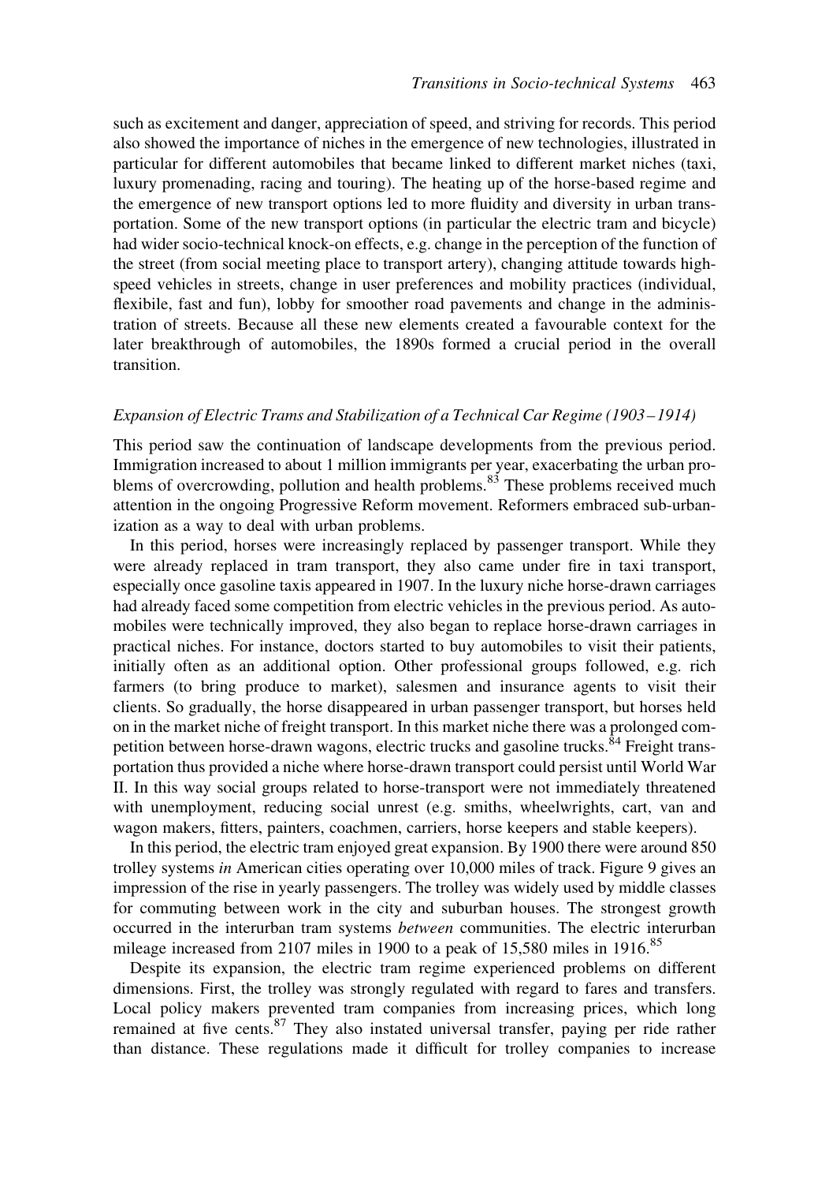such as excitement and danger, appreciation of speed, and striving for records. This period also showed the importance of niches in the emergence of new technologies, illustrated in particular for different automobiles that became linked to different market niches (taxi, luxury promenading, racing and touring). The heating up of the horse-based regime and the emergence of new transport options led to more fluidity and diversity in urban transportation. Some of the new transport options (in particular the electric tram and bicycle) had wider socio-technical knock-on effects, e.g. change in the perception of the function of the street (from social meeting place to transport artery), changing attitude towards high-speed vehicles in streets, change in user preferences and mobility practices (individual, flexibile, fast and fun), lobby for smoother road pavements and change in the administration of streets. Because all these new elements created a favourable context for the later breakthrough of automobiles, the 1890s formed a crucial period in the overall transition.

### *Expansion of Electric Trams and Stabilization of a Technical Car Regime (1903–1914)*

This period saw the continuation of landscape developments from the previous period. Immigration increased to about 1 million immigrants per year, exacerbating the urban problems of overcrowding, pollution and health problems.[83] These problems received much attention in the ongoing Progressive Reform movement. Reformers embraced sub-urbanization as a way to deal with urban problems.

In this period, horses were increasingly replaced by passenger transport. While they were already replaced in tram transport, they also came under fire in taxi transport, especially once gasoline taxis appeared in 1907. In the luxury niche horse-drawn carriages had already faced some competition from electric vehicles in the previous period. As automobiles were technically improved, they also began to replace horse-drawn carriages in practical niches. For instance, doctors started to buy automobiles to visit their patients, initially often as an additional option. Other professional groups followed, e.g. rich farmers (to bring produce to market), salesmen and insurance agents to visit their clients. So gradually, the horse disappeared in urban passenger transport, but horses held on in the market niche of freight transport. In this market niche there was a prolonged competition between horse-drawn wagons, electric trucks and gasoline trucks.[84] Freight transportation thus provided a niche where horse-drawn transport could persist until World War II. In this way social groups related to horse-transport were not immediately threatened with unemployment, reducing social unrest (e.g. smiths, wheelwrights, cart, van and wagon makers, fitters, painters, coachmen, carriers, horse keepers and stable keepers).

In this period, the electric tram enjoyed great expansion. By 1900 there were around 850 trolley systems *in* American cities operating over 10,000 miles of track. Figure 9 gives an impression of the rise in yearly passengers. The trolley was widely used by middle classes for commuting between work in the city and suburban houses. The strongest growth occurred in the interurban tram systems *between* communities. The electric interurban mileage increased from 2107 miles in 1900 to a peak of 15,580 miles in 1916.[85]

Despite its expansion, the electric tram regime experienced problems on different dimensions. First, the trolley was strongly regulated with regard to fares and transfers. Local policy makers prevented tram companies from increasing prices, which long remained at five cents.[87] They also instated universal transfer, paying per ride rather than distance. These regulations made it difficult for trolley companies to increase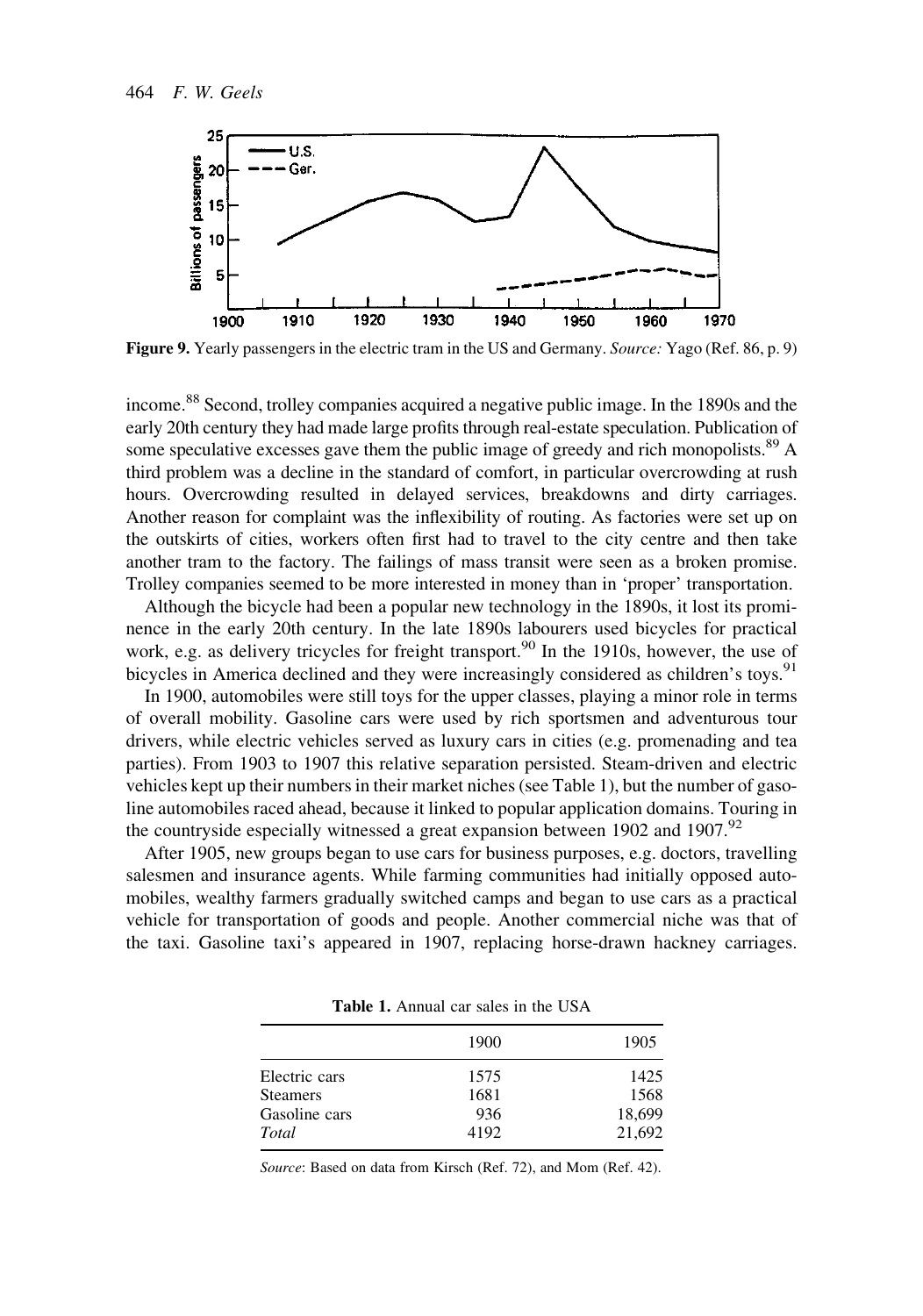**Figure 9.** Yearly passengers in the electric tram in the US and Germany. *Source:* Yago (Ref. 86, p. 9)

income.[88] Second, trolley companies acquired a negative public image. In the 1890s and the early 20th century they had made large profits through real-estate speculation. Publication of some speculative excesses gave them the public image of greedy and rich monopolists.[89] A third problem was a decline in the standard of comfort, in particular overcrowding at rush hours. Overcrowding resulted in delayed services, breakdowns and dirty carriages. Another reason for complaint was the inflexibility of routing. As factories were set up on the outskirts of cities, workers often first had to travel to the city centre and then take another tram to the factory. The failings of mass transit were seen as a broken promise. Trolley companies seemed to be more interested in money than in 'proper' transportation.

Although the bicycle had been a popular new technology in the 1890s, it lost its prominence in the early 20th century. In the late 1890s labourers used bicycles for practical work, e.g. as delivery tricycles for freight transport.[90] In the 1910s, however, the use of bicycles in America declined and they were increasingly considered as children's toys.[91]

In 1900, automobiles were still toys for the upper classes, playing a minor role in terms of overall mobility. Gasoline cars were used by rich sportsmen and adventurous tour drivers, while electric vehicles served as luxury cars in cities (e.g. promenading and tea parties). From 1903 to 1907 this relative separation persisted. Steam-driven and electric vehicles kept up their numbers in their market niches (see Table 1), but the number of gasoline automobiles raced ahead, because it linked to popular application domains. Touring in the countryside especially witnessed a great expansion between 1902 and 1907.[92]

After 1905, new groups began to use cars for business purposes, e.g. doctors, travelling salesmen and insurance agents. While farming communities had initially opposed automobiles, wealthy farmers gradually switched camps and began to use cars as a practical vehicle for transportation of goods and people. Another commercial niche was that of the taxi. Gasoline taxi's appeared in 1907, replacing horse-drawn hackney carriages.

**Table 1.** Annual car sales in the USA

| | 1900 | 1905 |
|---|---|---|
| Electric cars | 1575 | 1425 |
| Steamers | 1681 | 1568 |
| Gasoline cars | 936 | 18,699 |
| *Total* | 4192 | 21,692 |

*Source*: Based on data from Kirsch (Ref. 72), and Mom (Ref. 42).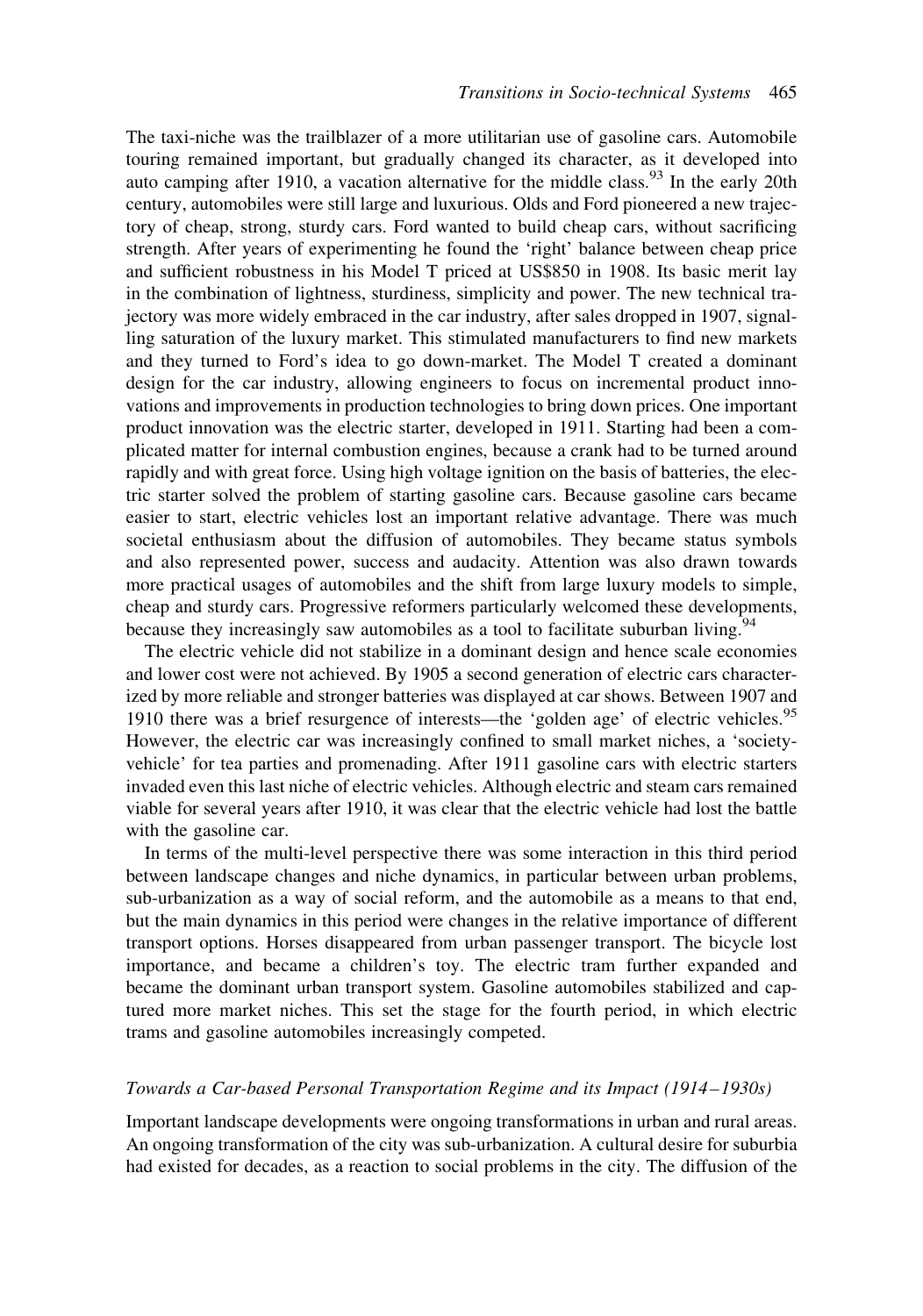The taxi-niche was the trailblazer of a more utilitarian use of gasoline cars. Automobile touring remained important, but gradually changed its character, as it developed into auto camping after 1910, a vacation alternative for the middle class.[93] In the early 20th century, automobiles were still large and luxurious. Olds and Ford pioneered a new trajectory of cheap, strong, sturdy cars. Ford wanted to build cheap cars, without sacrificing strength. After years of experimenting he found the 'right' balance between cheap price and sufficient robustness in his Model T priced at US$850 in 1908. Its basic merit lay in the combination of lightness, sturdiness, simplicity and power. The new technical trajectory was more widely embraced in the car industry, after sales dropped in 1907, signalling saturation of the luxury market. This stimulated manufacturers to find new markets and they turned to Ford's idea to go down-market. The Model T created a dominant design for the car industry, allowing engineers to focus on incremental product innovations and improvements in production technologies to bring down prices. One important product innovation was the electric starter, developed in 1911. Starting had been a complicated matter for internal combustion engines, because a crank had to be turned around rapidly and with great force. Using high voltage ignition on the basis of batteries, the electric starter solved the problem of starting gasoline cars. Because gasoline cars became easier to start, electric vehicles lost an important relative advantage. There was much societal enthusiasm about the diffusion of automobiles. They became status symbols and also represented power, success and audacity. Attention was also drawn towards more practical usages of automobiles and the shift from large luxury models to simple, cheap and sturdy cars. Progressive reformers particularly welcomed these developments, because they increasingly saw automobiles as a tool to facilitate suburban living.[94]

The electric vehicle did not stabilize in a dominant design and hence scale economies and lower cost were not achieved. By 1905 a second generation of electric cars characterized by more reliable and stronger batteries was displayed at car shows. Between 1907 and 1910 there was a brief resurgence of interests—the 'golden age' of electric vehicles.[95] However, the electric car was increasingly confined to small market niches, a 'society-vehicle' for tea parties and promenading. After 1911 gasoline cars with electric starters invaded even this last niche of electric vehicles. Although electric and steam cars remained viable for several years after 1910, it was clear that the electric vehicle had lost the battle with the gasoline car.

In terms of the multi-level perspective there was some interaction in this third period between landscape changes and niche dynamics, in particular between urban problems, sub-urbanization as a way of social reform, and the automobile as a means to that end, but the main dynamics in this period were changes in the relative importance of different transport options. Horses disappeared from urban passenger transport. The bicycle lost importance, and became a children's toy. The electric tram further expanded and became the dominant urban transport system. Gasoline automobiles stabilized and captured more market niches. This set the stage for the fourth period, in which electric trams and gasoline automobiles increasingly competed.

### *Towards a Car-based Personal Transportation Regime and its Impact (1914–1930s)*

Important landscape developments were ongoing transformations in urban and rural areas. An ongoing transformation of the city was sub-urbanization. A cultural desire for suburbia had existed for decades, as a reaction to social problems in the city. The diffusion of the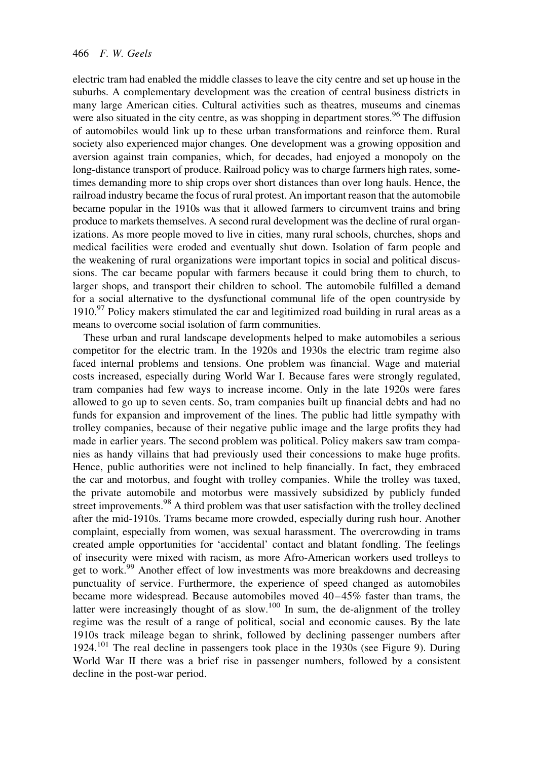electric tram had enabled the middle classes to leave the city centre and set up house in the suburbs. A complementary development was the creation of central business districts in many large American cities. Cultural activities such as theatres, museums and cinemas were also situated in the city centre, as was shopping in department stores.[96] The diffusion of automobiles would link up to these urban transformations and reinforce them. Rural society also experienced major changes. One development was a growing opposition and aversion against train companies, which, for decades, had enjoyed a monopoly on the long-distance transport of produce. Railroad policy was to charge farmers high rates, sometimes demanding more to ship crops over short distances than over long hauls. Hence, the railroad industry became the focus of rural protest. An important reason that the automobile became popular in the 1910s was that it allowed farmers to circumvent trains and bring produce to markets themselves. A second rural development was the decline of rural organizations. As more people moved to live in cities, many rural schools, churches, shops and medical facilities were eroded and eventually shut down. Isolation of farm people and the weakening of rural organizations were important topics in social and political discussions. The car became popular with farmers because it could bring them to church, to larger shops, and transport their children to school. The automobile fulfilled a demand for a social alternative to the dysfunctional communal life of the open countryside by 1910.[97] Policy makers stimulated the car and legitimized road building in rural areas as a means to overcome social isolation of farm communities.

These urban and rural landscape developments helped to make automobiles a serious competitor for the electric tram. In the 1920s and 1930s the electric tram regime also faced internal problems and tensions. One problem was financial. Wage and material costs increased, especially during World War I. Because fares were strongly regulated, tram companies had few ways to increase income. Only in the late 1920s were fares allowed to go up to seven cents. So, tram companies built up financial debts and had no funds for expansion and improvement of the lines. The public had little sympathy with trolley companies, because of their negative public image and the large profits they had made in earlier years. The second problem was political. Policy makers saw tram companies as handy villains that had previously used their concessions to make huge profits. Hence, public authorities were not inclined to help financially. In fact, they embraced the car and motorbus, and fought with trolley companies. While the trolley was taxed, the private automobile and motorbus were massively subsidized by publicly funded street improvements.[98] A third problem was that user satisfaction with the trolley declined after the mid-1910s. Trams became more crowded, especially during rush hour. Another complaint, especially from women, was sexual harassment. The overcrowding in trams created ample opportunities for 'accidental' contact and blatant fondling. The feelings of insecurity were mixed with racism, as more Afro-American workers used trolleys to get to work.[99] Another effect of low investments was more breakdowns and decreasing punctuality of service. Furthermore, the experience of speed changed as automobiles became more widespread. Because automobiles moved 40–45% faster than trams, the latter were increasingly thought of as slow.[100] In sum, the de-alignment of the trolley regime was the result of a range of political, social and economic causes. By the late 1910s track mileage began to shrink, followed by declining passenger numbers after 1924.[101] The real decline in passengers took place in the 1930s (see Figure 9). During World War II there was a brief rise in passenger numbers, followed by a consistent decline in the post-war period.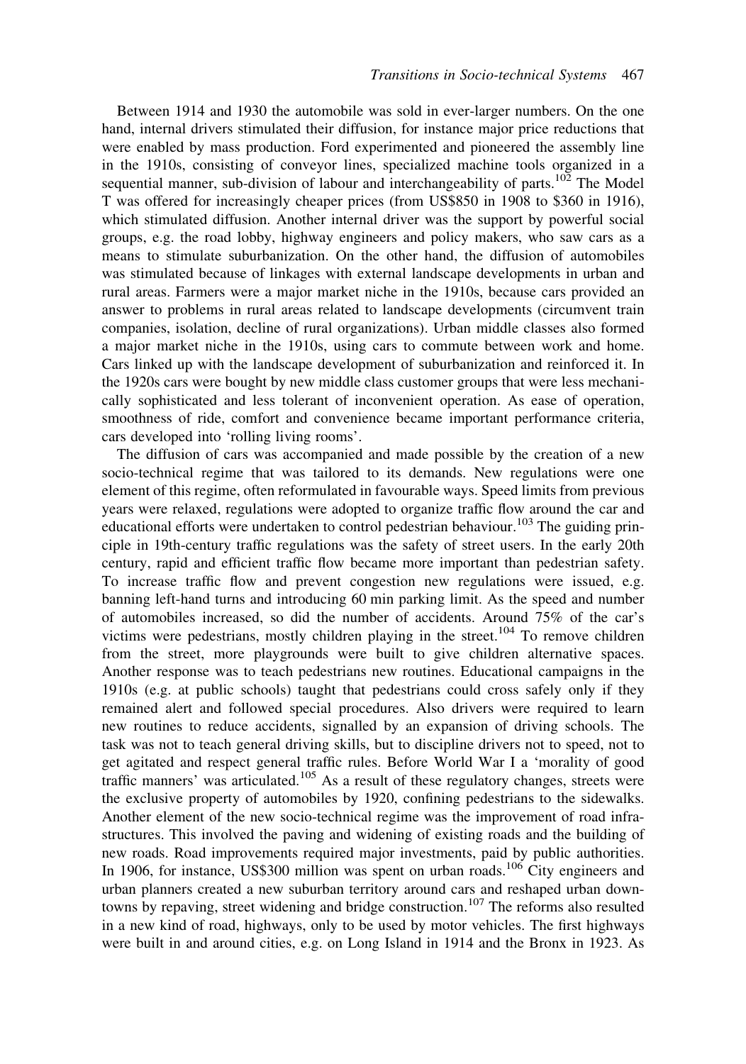Between 1914 and 1930 the automobile was sold in ever-larger numbers. On the one hand, internal drivers stimulated their diffusion, for instance major price reductions that were enabled by mass production. Ford experimented and pioneered the assembly line in the 1910s, consisting of conveyor lines, specialized machine tools organized in a sequential manner, sub-division of labour and interchangeability of parts.[102] The Model T was offered for increasingly cheaper prices (from US$850 in 1908 to $360 in 1916), which stimulated diffusion. Another internal driver was the support by powerful social groups, e.g. the road lobby, highway engineers and policy makers, who saw cars as a means to stimulate suburbanization. On the other hand, the diffusion of automobiles was stimulated because of linkages with external landscape developments in urban and rural areas. Farmers were a major market niche in the 1910s, because cars provided an answer to problems in rural areas related to landscape developments (circumvent train companies, isolation, decline of rural organizations). Urban middle classes also formed a major market niche in the 1910s, using cars to commute between work and home. Cars linked up with the landscape development of suburbanization and reinforced it. In the 1920s cars were bought by new middle class customer groups that were less mechanically sophisticated and less tolerant of inconvenient operation. As ease of operation, smoothness of ride, comfort and convenience became important performance criteria, cars developed into 'rolling living rooms'.

The diffusion of cars was accompanied and made possible by the creation of a new socio-technical regime that was tailored to its demands. New regulations were one element of this regime, often reformulated in favourable ways. Speed limits from previous years were relaxed, regulations were adopted to organize traffic flow around the car and educational efforts were undertaken to control pedestrian behaviour.[103] The guiding principle in 19th-century traffic regulations was the safety of street users. In the early 20th century, rapid and efficient traffic flow became more important than pedestrian safety. To increase traffic flow and prevent congestion new regulations were issued, e.g. banning left-hand turns and introducing 60 min parking limit. As the speed and number of automobiles increased, so did the number of accidents. Around 75% of the car's victims were pedestrians, mostly children playing in the street.[104] To remove children from the street, more playgrounds were built to give children alternative spaces. Another response was to teach pedestrians new routines. Educational campaigns in the 1910s (e.g. at public schools) taught that pedestrians could cross safely only if they remained alert and followed special procedures. Also drivers were required to learn new routines to reduce accidents, signalled by an expansion of driving schools. The task was not to teach general driving skills, but to discipline drivers not to speed, not to get agitated and respect general traffic rules. Before World War I a 'morality of good traffic manners' was articulated.[105] As a result of these regulatory changes, streets were the exclusive property of automobiles by 1920, confining pedestrians to the sidewalks. Another element of the new socio-technical regime was the improvement of road infrastructures. This involved the paving and widening of existing roads and the building of new roads. Road improvements required major investments, paid by public authorities. In 1906, for instance, US$300 million was spent on urban roads.[106] City engineers and urban planners created a new suburban territory around cars and reshaped urban downtowns by repaving, street widening and bridge construction.[107] The reforms also resulted in a new kind of road, highways, only to be used by motor vehicles. The first highways were built in and around cities, e.g. on Long Island in 1914 and the Bronx in 1923. As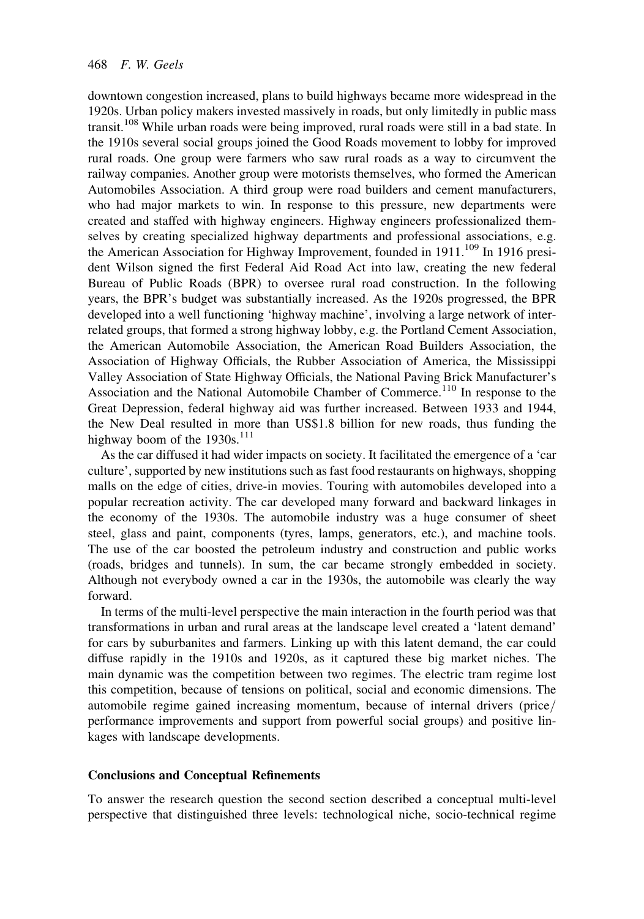downtown congestion increased, plans to build highways became more widespread in the 1920s. Urban policy makers invested massively in roads, but only limitedly in public mass transit.[108] While urban roads were being improved, rural roads were still in a bad state. In the 1910s several social groups joined the Good Roads movement to lobby for improved rural roads. One group were farmers who saw rural roads as a way to circumvent the railway companies. Another group were motorists themselves, who formed the American Automobiles Association. A third group were road builders and cement manufacturers, who had major markets to win. In response to this pressure, new departments were created and staffed with highway engineers. Highway engineers professionalized themselves by creating specialized highway departments and professional associations, e.g. the American Association for Highway Improvement, founded in 1911.[109] In 1916 president Wilson signed the first Federal Aid Road Act into law, creating the new federal Bureau of Public Roads (BPR) to oversee rural road construction. In the following years, the BPR's budget was substantially increased. As the 1920s progressed, the BPR developed into a well functioning 'highway machine', involving a large network of interrelated groups, that formed a strong highway lobby, e.g. the Portland Cement Association, the American Automobile Association, the American Road Builders Association, the Association of Highway Officials, the Rubber Association of America, the Mississippi Valley Association of State Highway Officials, the National Paving Brick Manufacturer's Association and the National Automobile Chamber of Commerce.[110] In response to the Great Depression, federal highway aid was further increased. Between 1933 and 1944, the New Deal resulted in more than US$1.8 billion for new roads, thus funding the highway boom of the 1930s.[111]

As the car diffused it had wider impacts on society. It facilitated the emergence of a 'car culture', supported by new institutions such as fast food restaurants on highways, shopping malls on the edge of cities, drive-in movies. Touring with automobiles developed into a popular recreation activity. The car developed many forward and backward linkages in the economy of the 1930s. The automobile industry was a huge consumer of sheet steel, glass and paint, components (tyres, lamps, generators, etc.), and machine tools. The use of the car boosted the petroleum industry and construction and public works (roads, bridges and tunnels). In sum, the car became strongly embedded in society. Although not everybody owned a car in the 1930s, the automobile was clearly the way forward.

In terms of the multi-level perspective the main interaction in the fourth period was that transformations in urban and rural areas at the landscape level created a 'latent demand' for cars by suburbanites and farmers. Linking up with this latent demand, the car could diffuse rapidly in the 1910s and 1920s, as it captured these big market niches. The main dynamic was the competition between two regimes. The electric tram regime lost this competition, because of tensions on political, social and economic dimensions. The automobile regime gained increasing momentum, because of internal drivers (price/performance improvements and support from powerful social groups) and positive linkages with landscape developments.

## Conclusions and Conceptual Refinements

To answer the research question the second section described a conceptual multi-level perspective that distinguished three levels: technological niche, socio-technical regime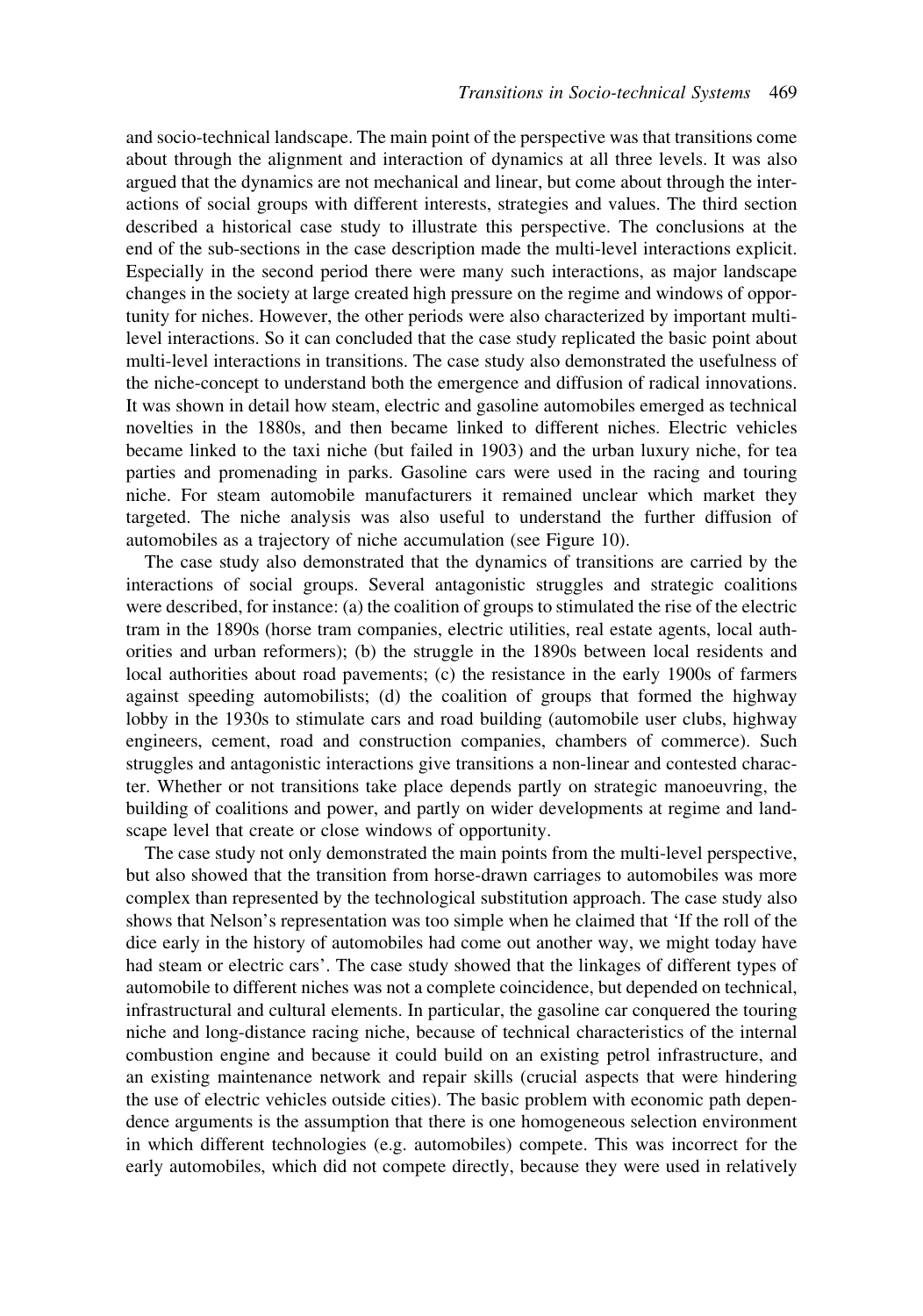and socio-technical landscape. The main point of the perspective was that transitions come about through the alignment and interaction of dynamics at all three levels. It was also argued that the dynamics are not mechanical and linear, but come about through the interactions of social groups with different interests, strategies and values. The third section described a historical case study to illustrate this perspective. The conclusions at the end of the sub-sections in the case description made the multi-level interactions explicit. Especially in the second period there were many such interactions, as major landscape changes in the society at large created high pressure on the regime and windows of opportunity for niches. However, the other periods were also characterized by important multi-level interactions. So it can concluded that the case study replicated the basic point about multi-level interactions in transitions. The case study also demonstrated the usefulness of the niche-concept to understand both the emergence and diffusion of radical innovations. It was shown in detail how steam, electric and gasoline automobiles emerged as technical novelties in the 1880s, and then became linked to different niches. Electric vehicles became linked to the taxi niche (but failed in 1903) and the urban luxury niche, for tea parties and promenading in parks. Gasoline cars were used in the racing and touring niche. For steam automobile manufacturers it remained unclear which market they targeted. The niche analysis was also useful to understand the further diffusion of automobiles as a trajectory of niche accumulation (see Figure 10).

The case study also demonstrated that the dynamics of transitions are carried by the interactions of social groups. Several antagonistic struggles and strategic coalitions were described, for instance: (a) the coalition of groups to stimulated the rise of the electric tram in the 1890s (horse tram companies, electric utilities, real estate agents, local authorities and urban reformers); (b) the struggle in the 1890s between local residents and local authorities about road pavements; (c) the resistance in the early 1900s of farmers against speeding automobilists; (d) the coalition of groups that formed the highway lobby in the 1930s to stimulate cars and road building (automobile user clubs, highway engineers, cement, road and construction companies, chambers of commerce). Such struggles and antagonistic interactions give transitions a non-linear and contested character. Whether or not transitions take place depends partly on strategic manoeuvring, the building of coalitions and power, and partly on wider developments at regime and landscape level that create or close windows of opportunity.

The case study not only demonstrated the main points from the multi-level perspective, but also showed that the transition from horse-drawn carriages to automobiles was more complex than represented by the technological substitution approach. The case study also shows that Nelson's representation was too simple when he claimed that 'If the roll of the dice early in the history of automobiles had come out another way, we might today have had steam or electric cars'. The case study showed that the linkages of different types of automobile to different niches was not a complete coincidence, but depended on technical, infrastructural and cultural elements. In particular, the gasoline car conquered the touring niche and long-distance racing niche, because of technical characteristics of the internal combustion engine and because it could build on an existing petrol infrastructure, and an existing maintenance network and repair skills (crucial aspects that were hindering the use of electric vehicles outside cities). The basic problem with economic path dependence arguments is the assumption that there is one homogeneous selection environment in which different technologies (e.g. automobiles) compete. This was incorrect for the early automobiles, which did not compete directly, because they were used in relatively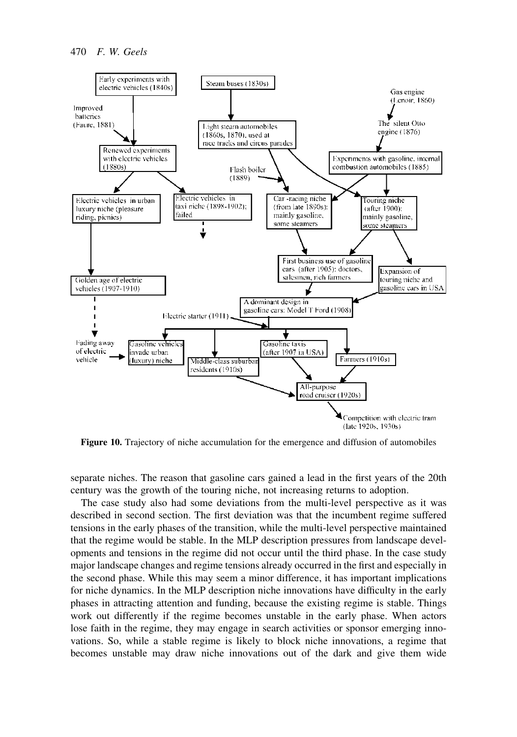**Figure 10.** Trajectory of niche accumulation for the emergence and diffusion of automobiles

separate niches. The reason that gasoline cars gained a lead in the first years of the 20th century was the growth of the touring niche, not increasing returns to adoption.

The case study also had some deviations from the multi-level perspective as it was described in second section. The first deviation was that the incumbent regime suffered tensions in the early phases of the transition, while the multi-level perspective maintained that the regime would be stable. In the MLP description pressures from landscape developments and tensions in the regime did not occur until the third phase. In the case study major landscape changes and regime tensions already occurred in the first and especially in the second phase. While this may seem a minor difference, it has important implications for niche dynamics. In the MLP description niche innovations have difficulty in the early phases in attracting attention and funding, because the existing regime is stable. Things work out differently if the regime becomes unstable in the early phase. When actors lose faith in the regime, they may engage in search activities or sponsor emerging innovations. So, while a stable regime is likely to block niche innovations, a regime that becomes unstable may draw niche innovations out of the dark and give them wide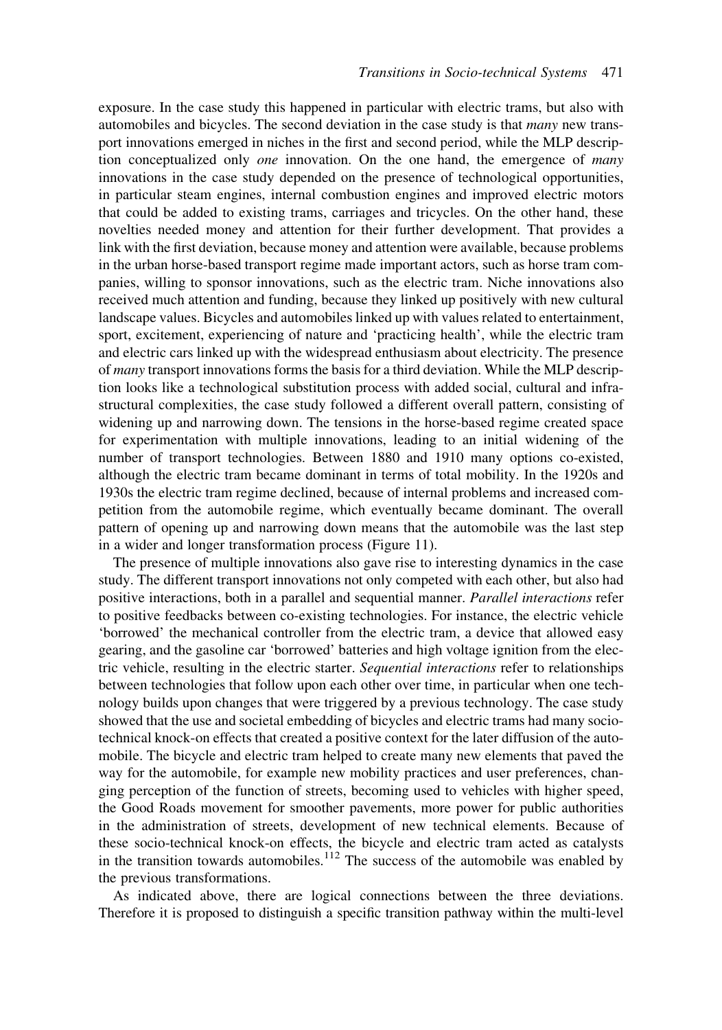exposure. In the case study this happened in particular with electric trams, but also with automobiles and bicycles. The second deviation in the case study is that *many* new transport innovations emerged in niches in the first and second period, while the MLP description conceptualized only *one* innovation. On the one hand, the emergence of *many* innovations in the case study depended on the presence of technological opportunities, in particular steam engines, internal combustion engines and improved electric motors that could be added to existing trams, carriages and tricycles. On the other hand, these novelties needed money and attention for their further development. That provides a link with the first deviation, because money and attention were available, because problems in the urban horse-based transport regime made important actors, such as horse tram companies, willing to sponsor innovations, such as the electric tram. Niche innovations also received much attention and funding, because they linked up positively with new cultural landscape values. Bicycles and automobiles linked up with values related to entertainment, sport, excitement, experiencing of nature and 'practicing health', while the electric tram and electric cars linked up with the widespread enthusiasm about electricity. The presence of *many* transport innovations forms the basis for a third deviation. While the MLP description looks like a technological substitution process with added social, cultural and infrastructural complexities, the case study followed a different overall pattern, consisting of widening up and narrowing down. The tensions in the horse-based regime created space for experimentation with multiple innovations, leading to an initial widening of the number of transport technologies. Between 1880 and 1910 many options co-existed, although the electric tram became dominant in terms of total mobility. In the 1920s and 1930s the electric tram regime declined, because of internal problems and increased competition from the automobile regime, which eventually became dominant. The overall pattern of opening up and narrowing down means that the automobile was the last step in a wider and longer transformation process (Figure 11).

The presence of multiple innovations also gave rise to interesting dynamics in the case study. The different transport innovations not only competed with each other, but also had positive interactions, both in a parallel and sequential manner. *Parallel interactions* refer to positive feedbacks between co-existing technologies. For instance, the electric vehicle 'borrowed' the mechanical controller from the electric tram, a device that allowed easy gearing, and the gasoline car 'borrowed' batteries and high voltage ignition from the electric vehicle, resulting in the electric starter. *Sequential interactions* refer to relationships between technologies that follow upon each other over time, in particular when one technology builds upon changes that were triggered by a previous technology. The case study showed that the use and societal embedding of bicycles and electric trams had many socio-technical knock-on effects that created a positive context for the later diffusion of the automobile. The bicycle and electric tram helped to create many new elements that paved the way for the automobile, for example new mobility practices and user preferences, changing perception of the function of streets, becoming used to vehicles with higher speed, the Good Roads movement for smoother pavements, more power for public authorities in the administration of streets, development of new technical elements. Because of these socio-technical knock-on effects, the bicycle and electric tram acted as catalysts in the transition towards automobiles.[112] The success of the automobile was enabled by the previous transformations.

As indicated above, there are logical connections between the three deviations. Therefore it is proposed to distinguish a specific transition pathway within the multi-level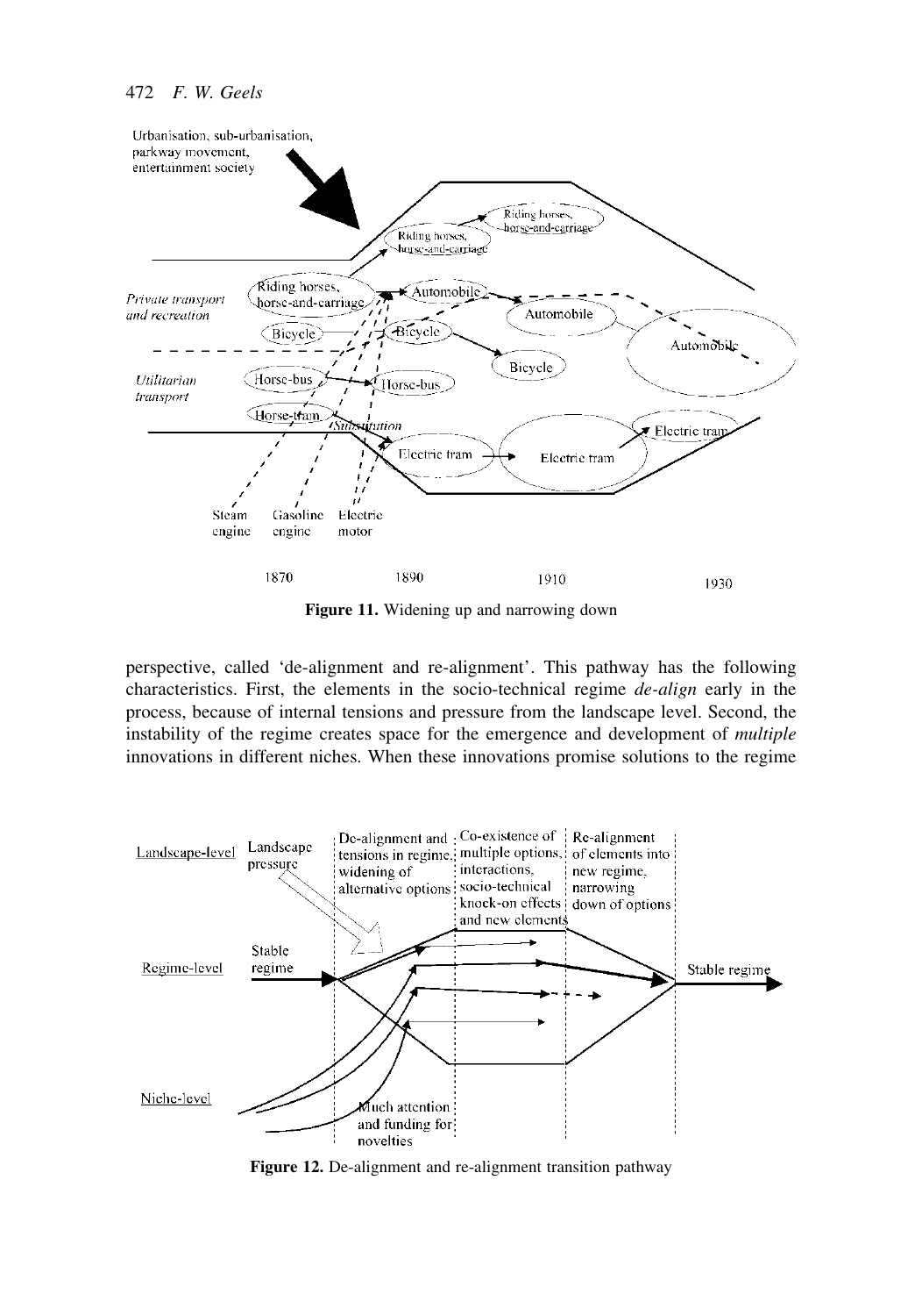**Figure 11.** Widening up and narrowing down

perspective, called 'de-alignment and re-alignment'. This pathway has the following characteristics. First, the elements in the socio-technical regime *de-align* early in the process, because of internal tensions and pressure from the landscape level. Second, the instability of the regime creates space for the emergence and development of *multiple* innovations in different niches. When these innovations promise solutions to the regime

**Figure 12.** De-alignment and re-alignment transition pathway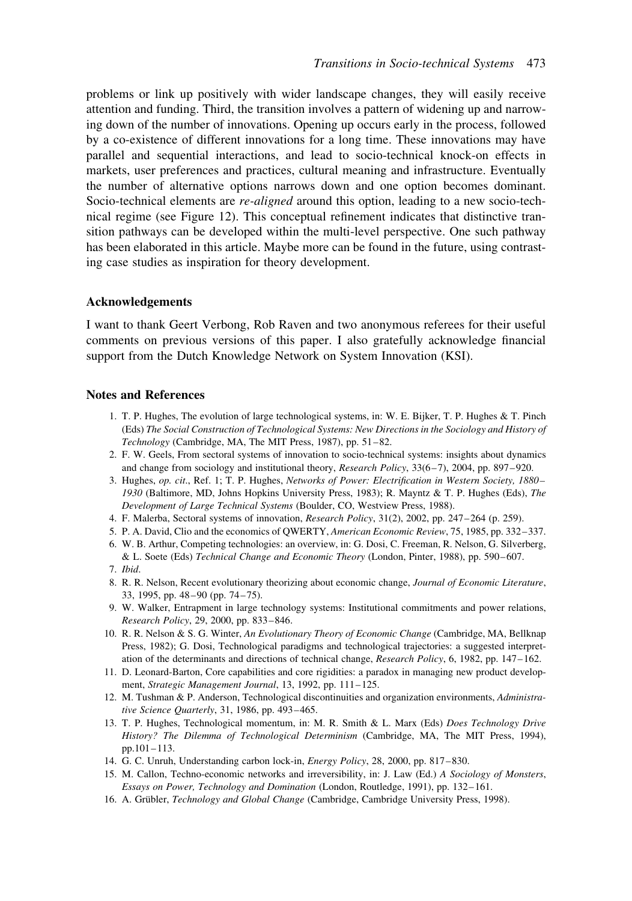problems or link up positively with wider landscape changes, they will easily receive attention and funding. Third, the transition involves a pattern of widening up and narrowing down of the number of innovations. Opening up occurs early in the process, followed by a co-existence of different innovations for a long time. These innovations may have parallel and sequential interactions, and lead to socio-technical knock-on effects in markets, user preferences and practices, cultural meaning and infrastructure. Eventually the number of alternative options narrows down and one option becomes dominant. Socio-technical elements are *re-aligned* around this option, leading to a new socio-technical regime (see Figure 12). This conceptual refinement indicates that distinctive transition pathways can be developed within the multi-level perspective. One such pathway has been elaborated in this article. Maybe more can be found in the future, using contrasting case studies as inspiration for theory development.

## Acknowledgements

I want to thank Geert Verbong, Rob Raven and two anonymous referees for their useful comments on previous versions of this paper. I also gratefully acknowledge financial support from the Dutch Knowledge Network on System Innovation (KSI).

## Notes and References

1. T. P. Hughes, The evolution of large technological systems, in: W. E. Bijker, T. P. Hughes & T. Pinch (Eds) *The Social Construction of Technological Systems: New Directions in the Sociology and History of Technology* (Cambridge, MA, The MIT Press, 1987), pp. 51–82.
2. F. W. Geels, From sectoral systems of innovation to socio-technical systems: insights about dynamics and change from sociology and institutional theory, *Research Policy*, 33(6–7), 2004, pp. 897–920.
3. Hughes, *op. cit*., Ref. 1; T. P. Hughes, *Networks of Power: Electrification in Western Society, 1880–1930* (Baltimore, MD, Johns Hopkins University Press, 1983); R. Mayntz & T. P. Hughes (Eds), *The Development of Large Technical Systems* (Boulder, CO, Westview Press, 1988).
4. F. Malerba, Sectoral systems of innovation, *Research Policy*, 31(2), 2002, pp. 247–264 (p. 259).
5. P. A. David, Clio and the economics of QWERTY, *American Economic Review*, 75, 1985, pp. 332–337.
6. W. B. Arthur, Competing technologies: an overview, in: G. Dosi, C. Freeman, R. Nelson, G. Silverberg, & L. Soete (Eds) *Technical Change and Economic Theory* (London, Pinter, 1988), pp. 590–607.
7. *Ibid*.
8. R. R. Nelson, Recent evolutionary theorizing about economic change, *Journal of Economic Literature*, 33, 1995, pp. 48–90 (pp. 74–75).
9. W. Walker, Entrapment in large technology systems: Institutional commitments and power relations, *Research Policy*, 29, 2000, pp. 833–846.
10. R. R. Nelson & S. G. Winter, *An Evolutionary Theory of Economic Change* (Cambridge, MA, Bellknap Press, 1982); G. Dosi, Technological paradigms and technological trajectories: a suggested interpretation of the determinants and directions of technical change, *Research Policy*, 6, 1982, pp. 147–162.
11. D. Leonard-Barton, Core capabilities and core rigidities: a paradox in managing new product development, *Strategic Management Journal*, 13, 1992, pp. 111–125.
12. M. Tushman & P. Anderson, Technological discontinuities and organization environments, *Administrative Science Quarterly*, 31, 1986, pp. 493–465.
13. T. P. Hughes, Technological momentum, in: M. R. Smith & L. Marx (Eds) *Does Technology Drive History? The Dilemma of Technological Determinism* (Cambridge, MA, The MIT Press, 1994), pp.101–113.
14. G. C. Unruh, Understanding carbon lock-in, *Energy Policy*, 28, 2000, pp. 817–830.
15. M. Callon, Techno-economic networks and irreversibility, in: J. Law (Ed.) *A Sociology of Monsters, Essays on Power, Technology and Domination* (London, Routledge, 1991), pp. 132–161.
16. A. Grübler, *Technology and Global Change* (Cambridge, Cambridge University Press, 1998).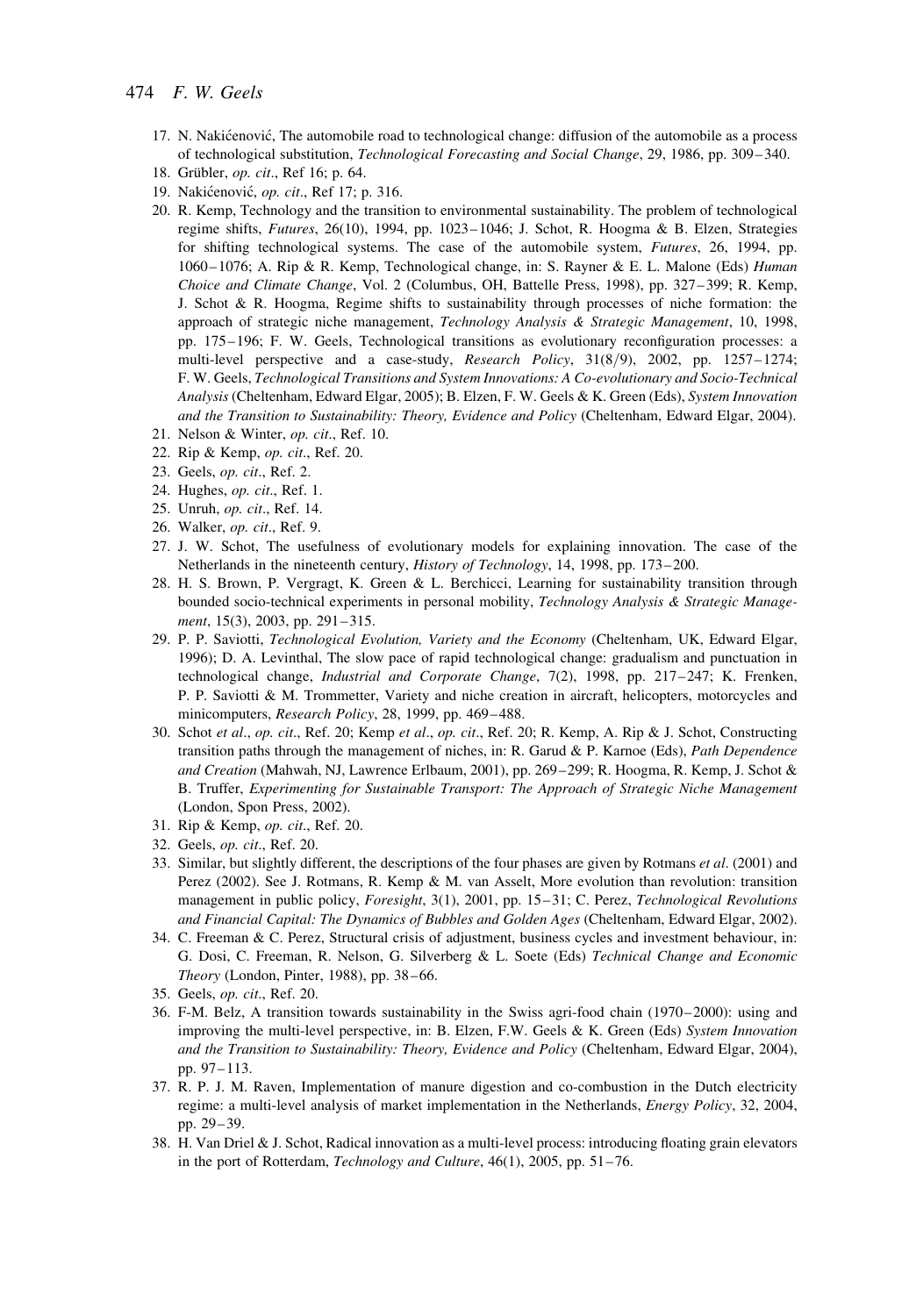17. N. Nakićenović, The automobile road to technological change: diffusion of the automobile as a process of technological substitution, *Technological Forecasting and Social Change*, 29, 1986, pp. 309–340.
18. Grübler, *op. cit*., Ref 16; p. 64.
19. Nakićenović, *op. cit*., Ref 17; p. 316.
20. R. Kemp, Technology and the transition to environmental sustainability. The problem of technological regime shifts, *Futures*, 26(10), 1994, pp. 1023–1046; J. Schot, R. Hoogma & B. Elzen, Strategies for shifting technological systems. The case of the automobile system, *Futures*, 26, 1994, pp. 1060–1076; A. Rip & R. Kemp, Technological change, in: S. Rayner & E. L. Malone (Eds) *Human Choice and Climate Change*, Vol. 2 (Columbus, OH, Battelle Press, 1998), pp. 327–399; R. Kemp, J. Schot & R. Hoogma, Regime shifts to sustainability through processes of niche formation: the approach of strategic niche management, *Technology Analysis & Strategic Management*, 10, 1998, pp. 175–196; F. W. Geels, Technological transitions as evolutionary reconfiguration processes: a multi-level perspective and a case-study, *Research Policy*, 31(8/9), 2002, pp. 1257–1274; F. W. Geels, *Technological Transitions and System Innovations: A Co-evolutionary and Socio-Technical Analysis* (Cheltenham, Edward Elgar, 2005); B. Elzen, F. W. Geels & K. Green (Eds), *System Innovation and the Transition to Sustainability: Theory, Evidence and Policy* (Cheltenham, Edward Elgar, 2004).
21. Nelson & Winter, *op. cit*., Ref. 10.
22. Rip & Kemp, *op. cit*., Ref. 20.
23. Geels, *op. cit*., Ref. 2.
24. Hughes, *op. cit*., Ref. 1.
25. Unruh, *op. cit*., Ref. 14.
26. Walker, *op. cit*., Ref. 9.
27. J. W. Schot, The usefulness of evolutionary models for explaining innovation. The case of the Netherlands in the nineteenth century, *History of Technology*, 14, 1998, pp. 173–200.
28. H. S. Brown, P. Vergragt, K. Green & L. Berchicci, Learning for sustainability transition through bounded socio-technical experiments in personal mobility, *Technology Analysis & Strategic Management*, 15(3), 2003, pp. 291–315.
29. P. P. Saviotti, *Technological Evolution, Variety and the Economy* (Cheltenham, UK, Edward Elgar, 1996); D. A. Levinthal, The slow pace of rapid technological change: gradualism and punctuation in technological change, *Industrial and Corporate Change*, 7(2), 1998, pp. 217–247; K. Frenken, P. P. Saviotti & M. Trommetter, Variety and niche creation in aircraft, helicopters, motorcycles and minicomputers, *Research Policy*, 28, 1999, pp. 469–488.
30. Schot *et al*., *op. cit*., Ref. 20; Kemp *et al*., *op. cit*., Ref. 20; R. Kemp, A. Rip & J. Schot, Constructing transition paths through the management of niches, in: R. Garud & P. Karnoe (Eds), *Path Dependence and Creation* (Mahwah, NJ, Lawrence Erlbaum, 2001), pp. 269–299; R. Hoogma, R. Kemp, J. Schot & B. Truffer, *Experimenting for Sustainable Transport: The Approach of Strategic Niche Management* (London, Spon Press, 2002).
31. Rip & Kemp, *op. cit*., Ref. 20.
32. Geels, *op. cit*., Ref. 20.
33. Similar, but slightly different, the descriptions of the four phases are given by Rotmans *et al*. (2001) and Perez (2002). See J. Rotmans, R. Kemp & M. van Asselt, More evolution than revolution: transition management in public policy, *Foresight*, 3(1), 2001, pp. 15–31; C. Perez, *Technological Revolutions and Financial Capital: The Dynamics of Bubbles and Golden Ages* (Cheltenham, Edward Elgar, 2002).
34. C. Freeman & C. Perez, Structural crisis of adjustment, business cycles and investment behaviour, in: G. Dosi, C. Freeman, R. Nelson, G. Silverberg & L. Soete (Eds) *Technical Change and Economic Theory* (London, Pinter, 1988), pp. 38–66.
35. Geels, *op. cit*., Ref. 20.
36. F-M. Belz, A transition towards sustainability in the Swiss agri-food chain (1970–2000): using and improving the multi-level perspective, in: B. Elzen, F.W. Geels & K. Green (Eds) *System Innovation and the Transition to Sustainability: Theory, Evidence and Policy* (Cheltenham, Edward Elgar, 2004), pp. 97–113.
37. R. P. J. M. Raven, Implementation of manure digestion and co-combustion in the Dutch electricity regime: a multi-level analysis of market implementation in the Netherlands, *Energy Policy*, 32, 2004, pp. 29–39.
38. H. Van Driel & J. Schot, Radical innovation as a multi-level process: introducing floating grain elevators in the port of Rotterdam, *Technology and Culture*, 46(1), 2005, pp. 51–76.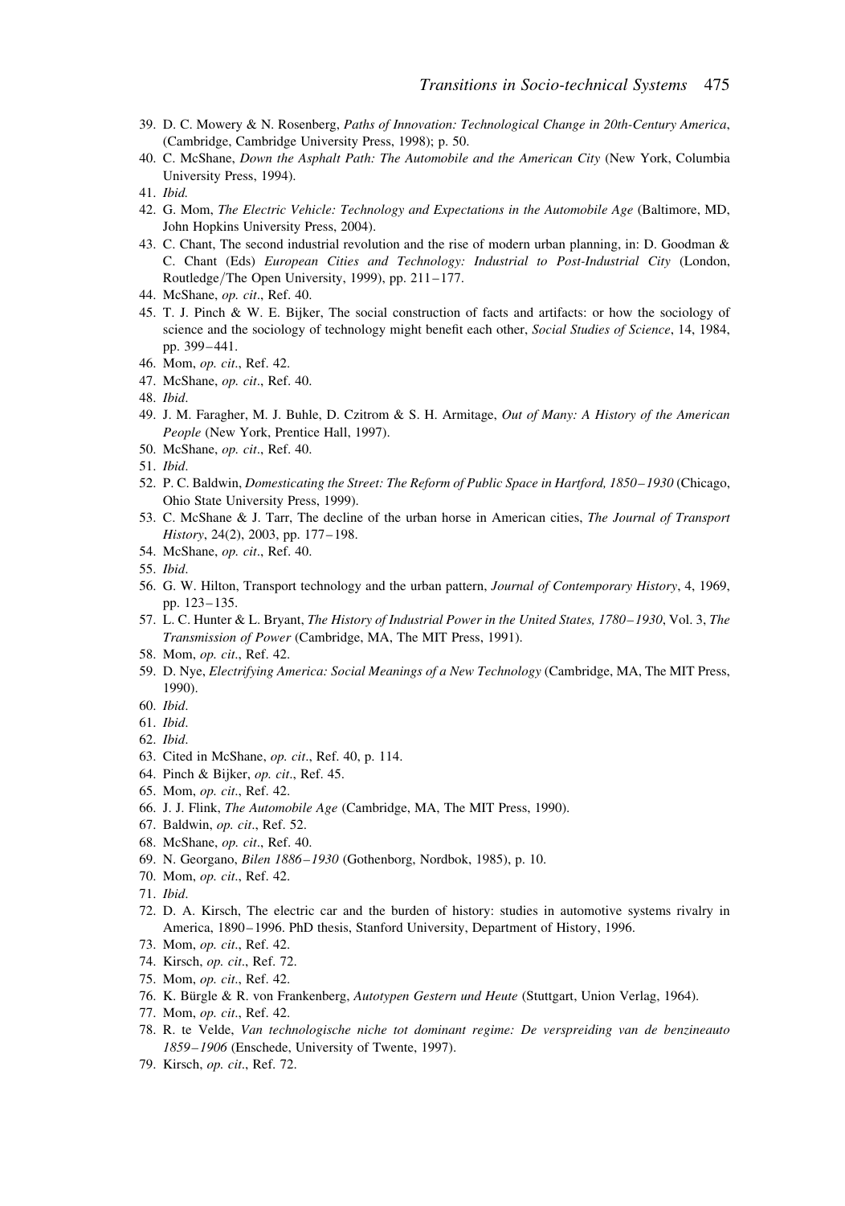39. D. C. Mowery & N. Rosenberg, *Paths of Innovation: Technological Change in 20th-Century America*, (Cambridge, Cambridge University Press, 1998); p. 50.
40. C. McShane, *Down the Asphalt Path: The Automobile and the American City* (New York, Columbia University Press, 1994).
41. *Ibid.*
42. G. Mom, *The Electric Vehicle: Technology and Expectations in the Automobile Age* (Baltimore, MD, John Hopkins University Press, 2004).
43. C. Chant, The second industrial revolution and the rise of modern urban planning, in: D. Goodman & C. Chant (Eds) *European Cities and Technology: Industrial to Post-Industrial City* (London, Routledge/The Open University, 1999), pp. 211–177.
44. McShane, *op. cit*., Ref. 40.
45. T. J. Pinch & W. E. Bijker, The social construction of facts and artifacts: or how the sociology of science and the sociology of technology might benefit each other, *Social Studies of Science*, 14, 1984, pp. 399–441.
46. Mom, *op. cit*., Ref. 42.
47. McShane, *op. cit*., Ref. 40.
48. *Ibid*.
49. J. M. Faragher, M. J. Buhle, D. Czitrom & S. H. Armitage, *Out of Many: A History of the American People* (New York, Prentice Hall, 1997).
50. McShane, *op. cit*., Ref. 40.
51. *Ibid*.
52. P. C. Baldwin, *Domesticating the Street: The Reform of Public Space in Hartford, 1850–1930* (Chicago, Ohio State University Press, 1999).
53. C. McShane & J. Tarr, The decline of the urban horse in American cities, *The Journal of Transport History*, 24(2), 2003, pp. 177–198.
54. McShane, *op. cit*., Ref. 40.
55. *Ibid*.
56. G. W. Hilton, Transport technology and the urban pattern, *Journal of Contemporary History*, 4, 1969, pp. 123–135.
57. L. C. Hunter & L. Bryant, *The History of Industrial Power in the United States, 1780–1930*, Vol. 3, *The Transmission of Power* (Cambridge, MA, The MIT Press, 1991).
58. Mom, *op. cit*., Ref. 42.
59. D. Nye, *Electrifying America: Social Meanings of a New Technology* (Cambridge, MA, The MIT Press, 1990).
60. *Ibid*.
61. *Ibid*.
62. *Ibid*.
63. Cited in McShane, *op. cit*., Ref. 40, p. 114.
64. Pinch & Bijker, *op. cit*., Ref. 45.
65. Mom, *op. cit*., Ref. 42.
66. J. J. Flink, *The Automobile Age* (Cambridge, MA, The MIT Press, 1990).
67. Baldwin, *op. cit*., Ref. 52.
68. McShane, *op. cit*., Ref. 40.
69. N. Georgano, *Bilen 1886–1930* (Gothenborg, Nordbok, 1985), p. 10.
70. Mom, *op. cit*., Ref. 42.
71. *Ibid*.
72. D. A. Kirsch, The electric car and the burden of history: studies in automotive systems rivalry in America, 1890–1996. PhD thesis, Stanford University, Department of History, 1996.
73. Mom, *op. cit*., Ref. 42.
74. Kirsch, *op. cit*., Ref. 72.
75. Mom, *op. cit*., Ref. 42.
76. K. Bürgle & R. von Frankenberg, *Autotypen Gestern und Heute* (Stuttgart, Union Verlag, 1964).
77. Mom, *op. cit*., Ref. 42.
78. R. te Velde, *Van technologische niche tot dominant regime: De verspreiding van de benzineauto 1859–1906* (Enschede, University of Twente, 1997).
79. Kirsch, *op. cit*., Ref. 72.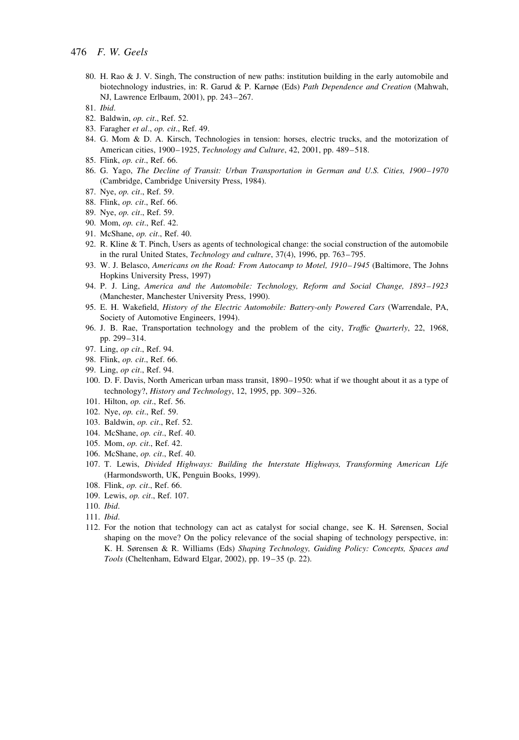80. H. Rao & J. V. Singh, The construction of new paths: institution building in the early automobile and biotechnology industries, in: R. Garud & P. Karnøe (Eds) *Path Dependence and Creation* (Mahwah, NJ, Lawrence Erlbaum, 2001), pp. 243–267.
81. *Ibid*.
82. Baldwin, *op. cit*., Ref. 52.
83. Faragher *et al*., *op. cit*., Ref. 49.
84. G. Mom & D. A. Kirsch, Technologies in tension: horses, electric trucks, and the motorization of American cities, 1900–1925, *Technology and Culture*, 42, 2001, pp. 489–518.
85. Flink, *op. cit*., Ref. 66.
86. G. Yago, *The Decline of Transit: Urban Transportation in German and U.S. Cities, 1900–1970* (Cambridge, Cambridge University Press, 1984).
87. Nye, *op. cit*., Ref. 59.
88. Flink, *op. cit*., Ref. 66.
89. Nye, *op. cit*., Ref. 59.
90. Mom, *op. cit*., Ref. 42.
91. McShane, *op. cit*., Ref. 40.
92. R. Kline & T. Pinch, Users as agents of technological change: the social construction of the automobile in the rural United States, *Technology and culture*, 37(4), 1996, pp. 763–795.
93. W. J. Belasco, *Americans on the Road: From Autocamp to Motel, 1910–1945* (Baltimore, The Johns Hopkins University Press, 1997)
94. P. J. Ling, *America and the Automobile: Technology, Reform and Social Change, 1893–1923* (Manchester, Manchester University Press, 1990).
95. E. H. Wakefield, *History of the Electric Automobile: Battery-only Powered Cars* (Warrendale, PA, Society of Automotive Engineers, 1994).
96. J. B. Rae, Transportation technology and the problem of the city, *Traffic Quarterly*, 22, 1968, pp. 299–314.
97. Ling, *op cit*., Ref. 94.
98. Flink, *op. cit*., Ref. 66.
99. Ling, *op cit*., Ref. 94.
100. D. F. Davis, North American urban mass transit, 1890–1950: what if we thought about it as a type of technology?, *History and Technology*, 12, 1995, pp. 309–326.
101. Hilton, *op. cit*., Ref. 56.
102. Nye, *op. cit*., Ref. 59.
103. Baldwin, *op. cit*., Ref. 52.
104. McShane, *op. cit*., Ref. 40.
105. Mom, *op. cit*., Ref. 42.
106. McShane, *op. cit*., Ref. 40.
107. T. Lewis, *Divided Highways: Building the Interstate Highways, Transforming American Life* (Harmondsworth, UK, Penguin Books, 1999).
108. Flink, *op. cit*., Ref. 66.
109. Lewis, *op. cit*., Ref. 107.
110. *Ibid*.
111. *Ibid*.
112. For the notion that technology can act as catalyst for social change, see K. H. Sørensen, Social shaping on the move? On the policy relevance of the social shaping of technology perspective, in: K. H. Sørensen & R. Williams (Eds) *Shaping Technology, Guiding Policy: Concepts, Spaces and Tools* (Cheltenham, Edward Elgar, 2002), pp. 19–35 (p. 22).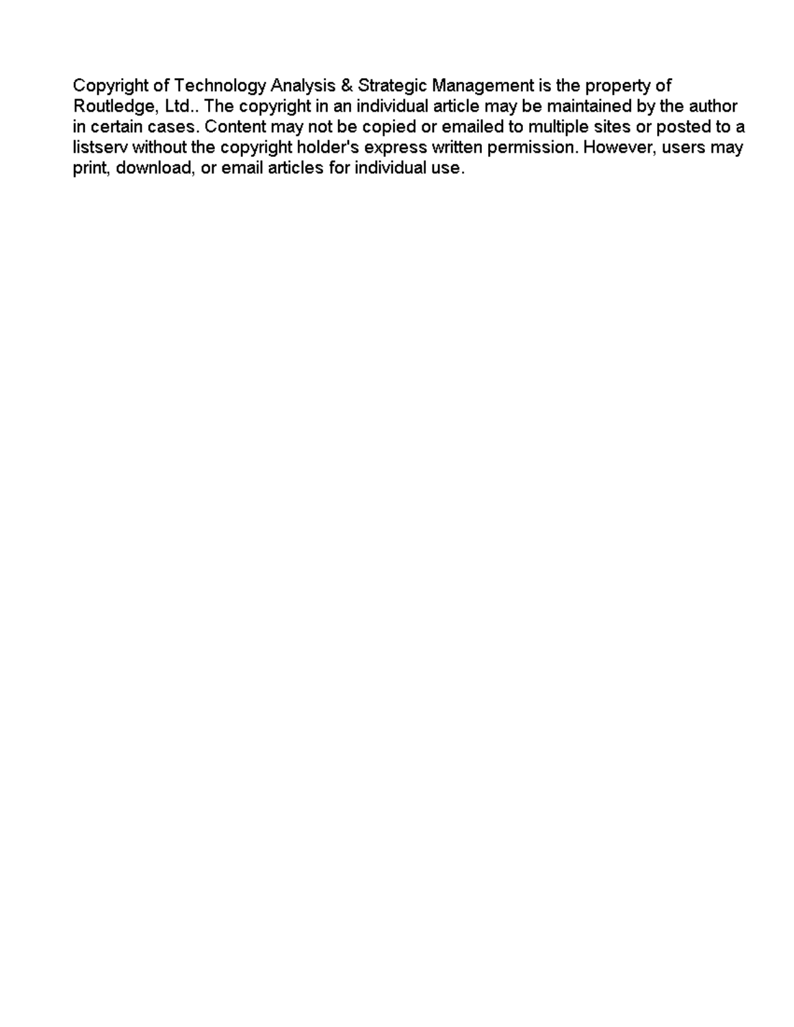Copyright of Technology Analysis & Strategic Management is the property of Routledge, Ltd.. The copyright in an individual article may be maintained by the author in certain cases. Content may not be copied or emailed to multiple sites or posted to a listserv without the copyright holder's express written permission. However, users may print, download, or email articles for individual use.